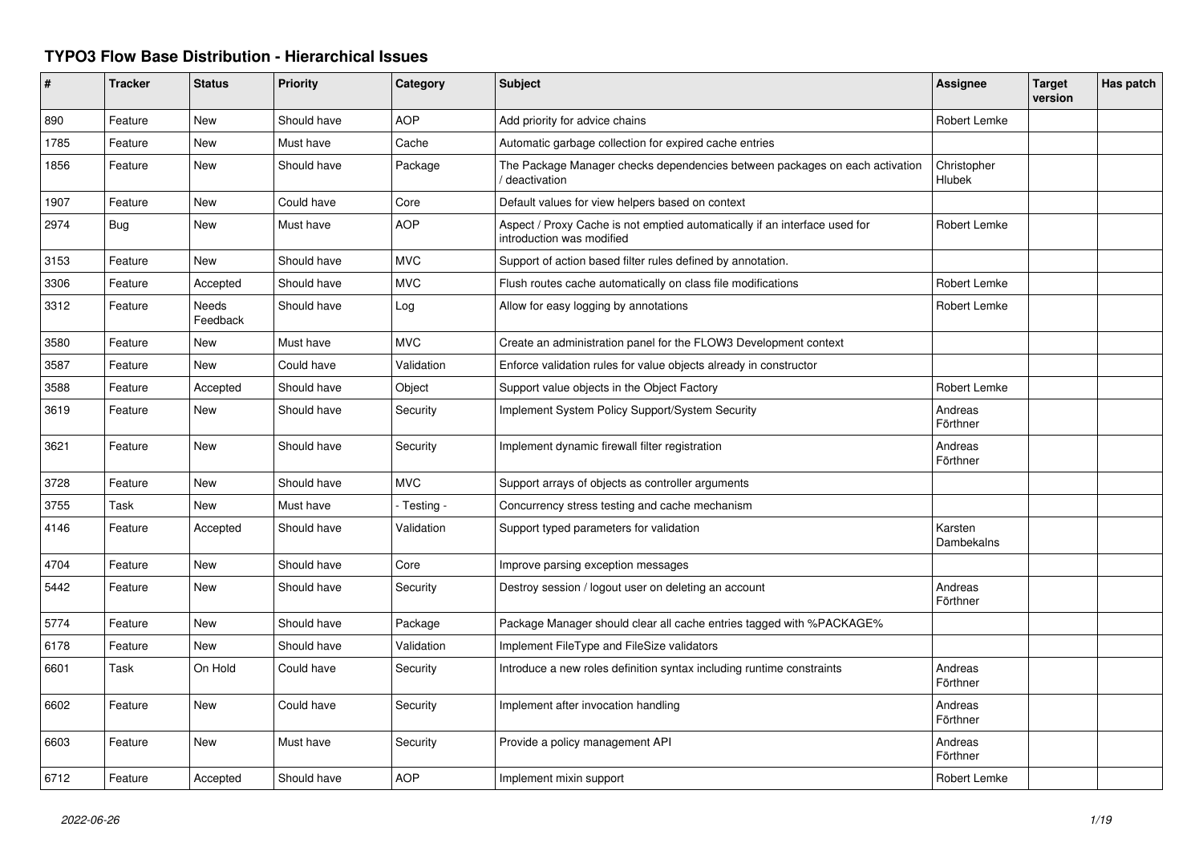# TYPO3 Flow Base Distribution - Hierarchical Issues

| # | Tracker | Status | Priority | Category | Subject | Assignee | Target version | Has patch |
|---|---|---|---|---|---|---|---|---|
| 890 | Feature | New | Should have | AOP | Add priority for advice chains | Robert Lemke | | |
| 1785 | Feature | New | Must have | Cache | Automatic garbage collection for expired cache entries | | | |
| 1856 | Feature | New | Should have | Package | The Package Manager checks dependencies between packages on each activation / deactivation | Christopher Hlubek | | |
| 1907 | Feature | New | Could have | Core | Default values for view helpers based on context | | | |
| 2974 | Bug | New | Must have | AOP | Aspect / Proxy Cache is not emptied automatically if an interface used for introduction was modified | Robert Lemke | | |
| 3153 | Feature | New | Should have | MVC | Support of action based filter rules defined by annotation. | | | |
| 3306 | Feature | Accepted | Should have | MVC | Flush routes cache automatically on class file modifications | Robert Lemke | | |
| 3312 | Feature | Needs Feedback | Should have | Log | Allow for easy logging by annotations | Robert Lemke | | |
| 3580 | Feature | New | Must have | MVC | Create an administration panel for the FLOW3 Development context | | | |
| 3587 | Feature | New | Could have | Validation | Enforce validation rules for value objects already in constructor | | | |
| 3588 | Feature | Accepted | Should have | Object | Support value objects in the Object Factory | Robert Lemke | | |
| 3619 | Feature | New | Should have | Security | Implement System Policy Support/System Security | Andreas Förthner | | |
| 3621 | Feature | New | Should have | Security | Implement dynamic firewall filter registration | Andreas Förthner | | |
| 3728 | Feature | New | Should have | MVC | Support arrays of objects as controller arguments | | | |
| 3755 | Task | New | Must have | - Testing - | Concurrency stress testing and cache mechanism | | | |
| 4146 | Feature | Accepted | Should have | Validation | Support typed parameters for validation | Karsten Dambekalns | | |
| 4704 | Feature | New | Should have | Core | Improve parsing exception messages | | | |
| 5442 | Feature | New | Should have | Security | Destroy session / logout user on deleting an account | Andreas Förthner | | |
| 5774 | Feature | New | Should have | Package | Package Manager should clear all cache entries tagged with %PACKAGE% | | | |
| 6178 | Feature | New | Should have | Validation | Implement FileType and FileSize validators | | | |
| 6601 | Task | On Hold | Could have | Security | Introduce a new roles definition syntax including runtime constraints | Andreas Förthner | | |
| 6602 | Feature | New | Could have | Security | Implement after invocation handling | Andreas Förthner | | |
| 6603 | Feature | New | Must have | Security | Provide a policy management API | Andreas Förthner | | |
| 6712 | Feature | Accepted | Should have | AOP | Implement mixin support | Robert Lemke | | |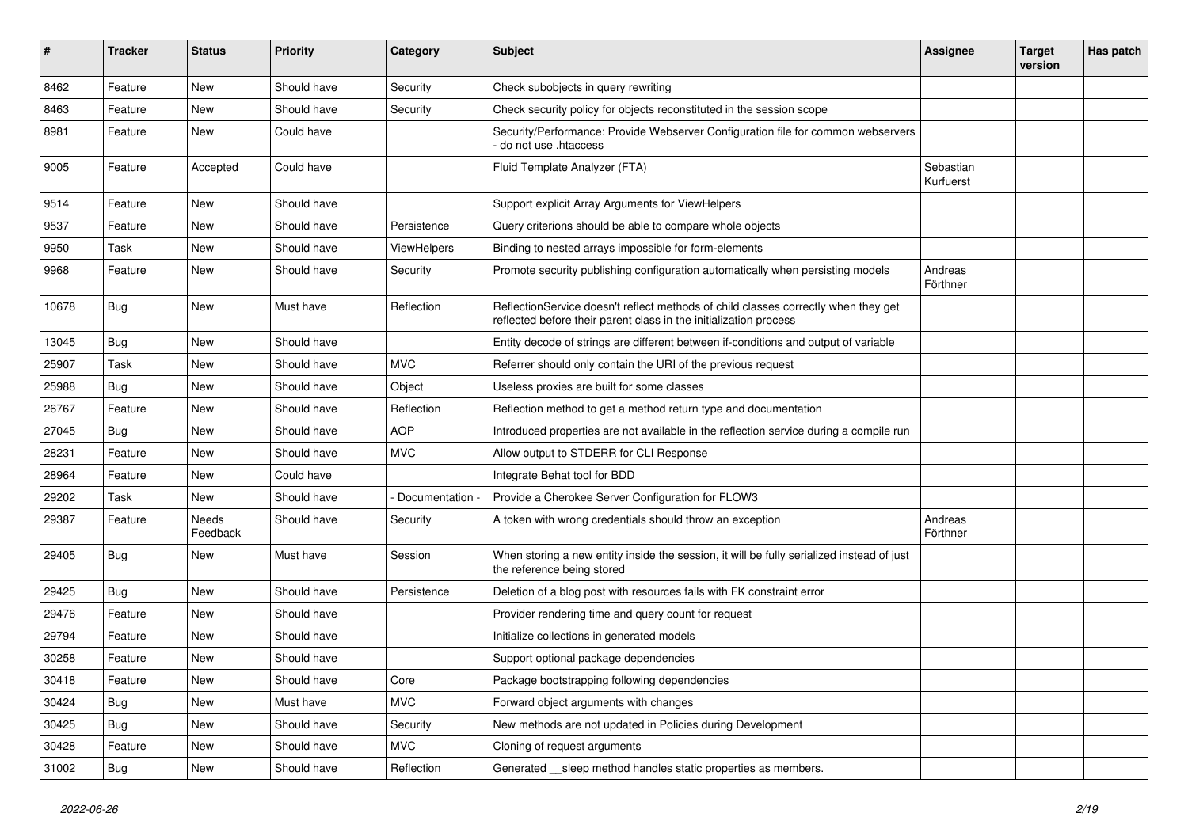| # | Tracker | Status | Priority | Category | Subject | Assignee | Target version | Has patch |
|---|---|---|---|---|---|---|---|---|
| 8462 | Feature | New | Should have | Security | Check subobjects in query rewriting | | | |
| 8463 | Feature | New | Should have | Security | Check security policy for objects reconstituted in the session scope | | | |
| 8981 | Feature | New | Could have | | Security/Performance: Provide Webserver Configuration file for common webservers - do not use .htaccess | | | |
| 9005 | Feature | Accepted | Could have | | Fluid Template Analyzer (FTA) | Sebastian Kurfuerst | | |
| 9514 | Feature | New | Should have | | Support explicit Array Arguments for ViewHelpers | | | |
| 9537 | Feature | New | Should have | Persistence | Query criterions should be able to compare whole objects | | | |
| 9950 | Task | New | Should have | ViewHelpers | Binding to nested arrays impossible for form-elements | | | |
| 9968 | Feature | New | Should have | Security | Promote security publishing configuration automatically when persisting models | Andreas Förthner | | |
| 10678 | Bug | New | Must have | Reflection | ReflectionService doesn't reflect methods of child classes correctly when they get reflected before their parent class in the initialization process | | | |
| 13045 | Bug | New | Should have | | Entity decode of strings are different between if-conditions and output of variable | | | |
| 25907 | Task | New | Should have | MVC | Referrer should only contain the URI of the previous request | | | |
| 25988 | Bug | New | Should have | Object | Useless proxies are built for some classes | | | |
| 26767 | Feature | New | Should have | Reflection | Reflection method to get a method return type and documentation | | | |
| 27045 | Bug | New | Should have | AOP | Introduced properties are not available in the reflection service during a compile run | | | |
| 28231 | Feature | New | Should have | MVC | Allow output to STDERR for CLI Response | | | |
| 28964 | Feature | New | Could have | | Integrate Behat tool for BDD | | | |
| 29202 | Task | New | Should have | - Documentation - | Provide a Cherokee Server Configuration for FLOW3 | | | |
| 29387 | Feature | Needs Feedback | Should have | Security | A token with wrong credentials should throw an exception | Andreas Förthner | | |
| 29405 | Bug | New | Must have | Session | When storing a new entity inside the session, it will be fully serialized instead of just the reference being stored | | | |
| 29425 | Bug | New | Should have | Persistence | Deletion of a blog post with resources fails with FK constraint error | | | |
| 29476 | Feature | New | Should have | | Provider rendering time and query count for request | | | |
| 29794 | Feature | New | Should have | | Initialize collections in generated models | | | |
| 30258 | Feature | New | Should have | | Support optional package dependencies | | | |
| 30418 | Feature | New | Should have | Core | Package bootstrapping following dependencies | | | |
| 30424 | Bug | New | Must have | MVC | Forward object arguments with changes | | | |
| 30425 | Bug | New | Should have | Security | New methods are not updated in Policies during Development | | | |
| 30428 | Feature | New | Should have | MVC | Cloning of request arguments | | | |
| 31002 | Bug | New | Should have | Reflection | Generated __sleep method handles static properties as members. | | | |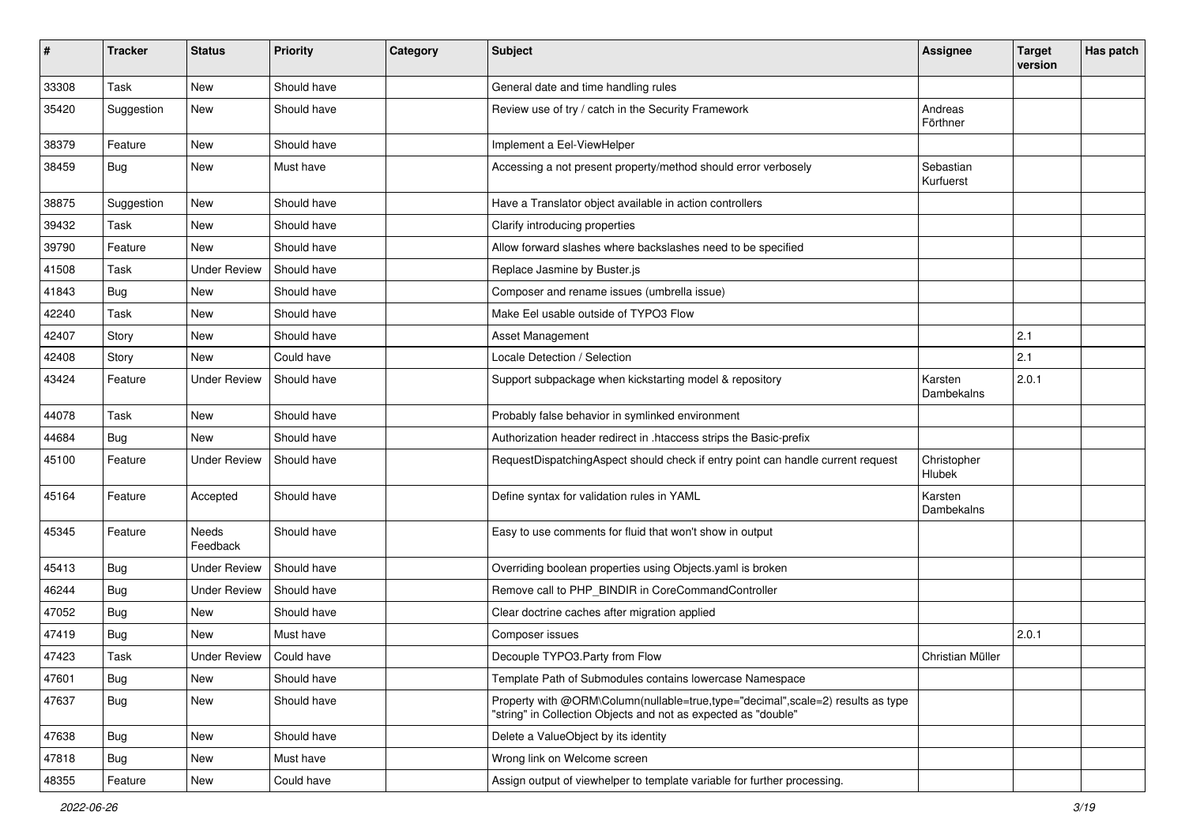| # | Tracker | Status | Priority | Category | Subject | Assignee | Target version | Has patch |
|---|---|---|---|---|---|---|---|---|
| 33308 | Task | New | Should have | | General date and time handling rules | | | |
| 35420 | Suggestion | New | Should have | | Review use of try / catch in the Security Framework | Andreas Förthner | | |
| 38379 | Feature | New | Should have | | Implement a Eel-ViewHelper | | | |
| 38459 | Bug | New | Must have | | Accessing a not present property/method should error verbosely | Sebastian Kurfuerst | | |
| 38875 | Suggestion | New | Should have | | Have a Translator object available in action controllers | | | |
| 39432 | Task | New | Should have | | Clarify introducing properties | | | |
| 39790 | Feature | New | Should have | | Allow forward slashes where backslashes need to be specified | | | |
| 41508 | Task | Under Review | Should have | | Replace Jasmine by Buster.js | | | |
| 41843 | Bug | New | Should have | | Composer and rename issues (umbrella issue) | | | |
| 42240 | Task | New | Should have | | Make Eel usable outside of TYPO3 Flow | | | |
| 42407 | Story | New | Should have | | Asset Management | | 2.1 | |
| 42408 | Story | New | Could have | | Locale Detection / Selection | | 2.1 | |
| 43424 | Feature | Under Review | Should have | | Support subpackage when kickstarting model & repository | Karsten Dambekalns | 2.0.1 | |
| 44078 | Task | New | Should have | | Probably false behavior in symlinked environment | | | |
| 44684 | Bug | New | Should have | | Authorization header redirect in .htaccess strips the Basic-prefix | | | |
| 45100 | Feature | Under Review | Should have | | RequestDispatchingAspect should check if entry point can handle current request | Christopher Hlubek | | |
| 45164 | Feature | Accepted | Should have | | Define syntax for validation rules in YAML | Karsten Dambekalns | | |
| 45345 | Feature | Needs Feedback | Should have | | Easy to use comments for fluid that won't show in output | | | |
| 45413 | Bug | Under Review | Should have | | Overriding boolean properties using Objects.yaml is broken | | | |
| 46244 | Bug | Under Review | Should have | | Remove call to PHP_BINDIR in CoreCommandController | | | |
| 47052 | Bug | New | Should have | | Clear doctrine caches after migration applied | | | |
| 47419 | Bug | New | Must have | | Composer issues | | 2.0.1 | |
| 47423 | Task | Under Review | Could have | | Decouple TYPO3.Party from Flow | Christian Müller | | |
| 47601 | Bug | New | Should have | | Template Path of Submodules contains lowercase Namespace | | | |
| 47637 | Bug | New | Should have | | Property with @ORM\Column(nullable=true,type="decimal",scale=2) results as type "string" in Collection Objects and not as expected as "double" | | | |
| 47638 | Bug | New | Should have | | Delete a ValueObject by its identity | | | |
| 47818 | Bug | New | Must have | | Wrong link on Welcome screen | | | |
| 48355 | Feature | New | Could have | | Assign output of viewhelper to template variable for further processing. | | | |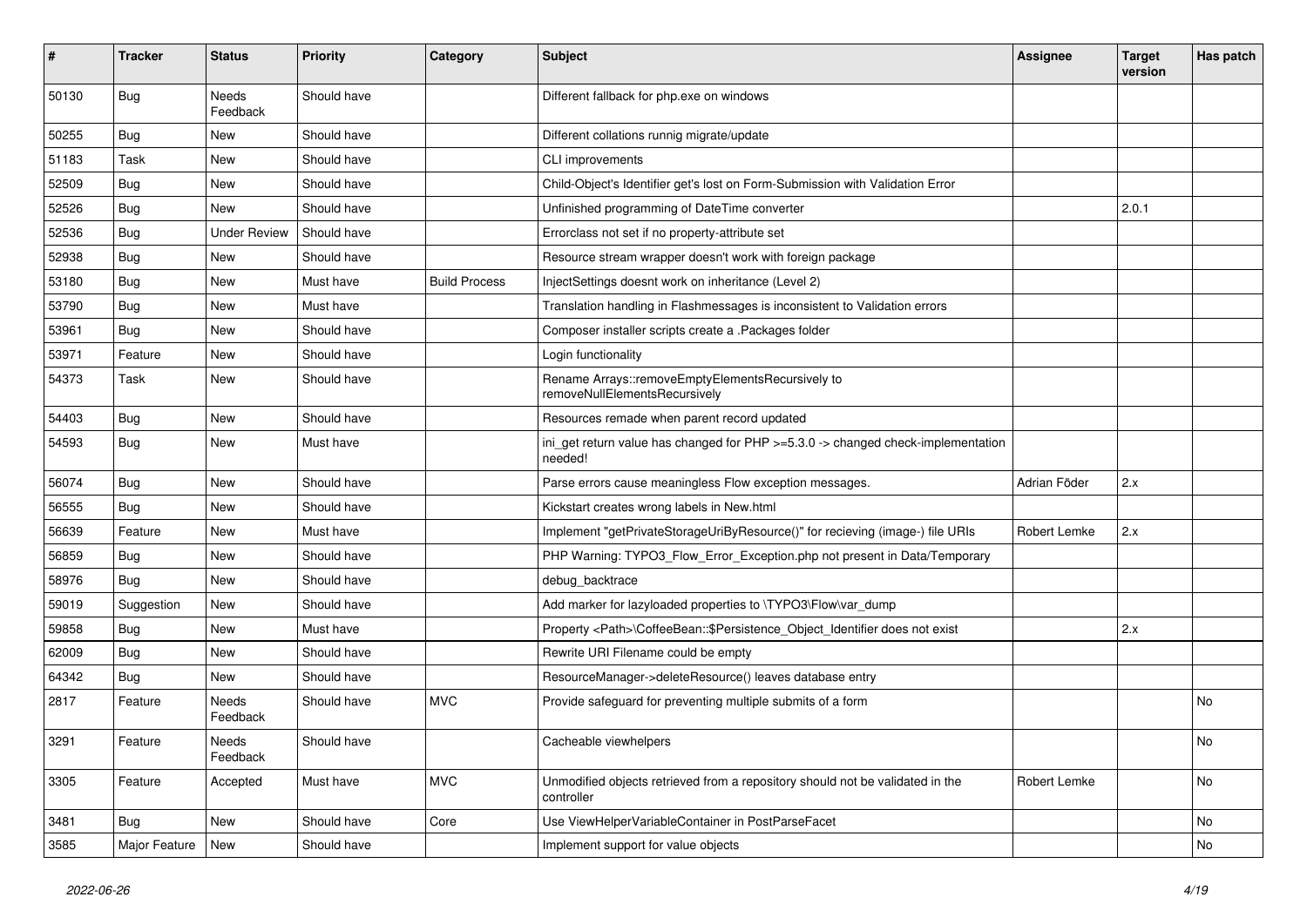| # | Tracker | Status | Priority | Category | Subject | Assignee | Target version | Has patch |
|---|---|---|---|---|---|---|---|---|
| 50130 | Bug | Needs Feedback | Should have | | Different fallback for php.exe on windows | | | |
| 50255 | Bug | New | Should have | | Different collations runnig migrate/update | | | |
| 51183 | Task | New | Should have | | CLI improvements | | | |
| 52509 | Bug | New | Should have | | Child-Object's Identifier get's lost on Form-Submission with Validation Error | | | |
| 52526 | Bug | New | Should have | | Unfinished programming of DateTime converter | | 2.0.1 | |
| 52536 | Bug | Under Review | Should have | | Errorclass not set if no property-attribute set | | | |
| 52938 | Bug | New | Should have | | Resource stream wrapper doesn't work with foreign package | | | |
| 53180 | Bug | New | Must have | Build Process | InjectSettings doesnt work on inheritance (Level 2) | | | |
| 53790 | Bug | New | Must have | | Translation handling in Flashmessages is inconsistent to Validation errors | | | |
| 53961 | Bug | New | Should have | | Composer installer scripts create a .Packages folder | | | |
| 53971 | Feature | New | Should have | | Login functionality | | | |
| 54373 | Task | New | Should have | | Rename Arrays::removeEmptyElementsRecursively to removeNullElementsRecursively | | | |
| 54403 | Bug | New | Should have | | Resources remade when parent record updated | | | |
| 54593 | Bug | New | Must have | | ini_get return value has changed for PHP >=5.3.0 -> changed check-implementation needed! | | | |
| 56074 | Bug | New | Should have | | Parse errors cause meaningless Flow exception messages. | Adrian Föder | 2.x | |
| 56555 | Bug | New | Should have | | Kickstart creates wrong labels in New.html | | | |
| 56639 | Feature | New | Must have | | Implement "getPrivateStorageUriByResource()" for recieving (image-) file URIs | Robert Lemke | 2.x | |
| 56859 | Bug | New | Should have | | PHP Warning: TYPO3_Flow_Error_Exception.php not present in Data/Temporary | | | |
| 58976 | Bug | New | Should have | | debug_backtrace | | | |
| 59019 | Suggestion | New | Should have | | Add marker for lazyloaded properties to \TYPO3\Flow\var_dump | | | |
| 59858 | Bug | New | Must have | | Property <Path>\CoffeeBean::$Persistence_Object_Identifier does not exist | | 2.x | |
| 62009 | Bug | New | Should have | | Rewrite URI Filename could be empty | | | |
| 64342 | Bug | New | Should have | | ResourceManager->deleteResource() leaves database entry | | | |
| 2817 | Feature | Needs Feedback | Should have | MVC | Provide safeguard for preventing multiple submits of a form | | | No |
| 3291 | Feature | Needs Feedback | Should have | | Cacheable viewhelpers | | | No |
| 3305 | Feature | Accepted | Must have | MVC | Unmodified objects retrieved from a repository should not be validated in the controller | Robert Lemke | | No |
| 3481 | Bug | New | Should have | Core | Use ViewHelperVariableContainer in PostParseFacet | | | No |
| 3585 | Major Feature | New | Should have | | Implement support for value objects | | | No |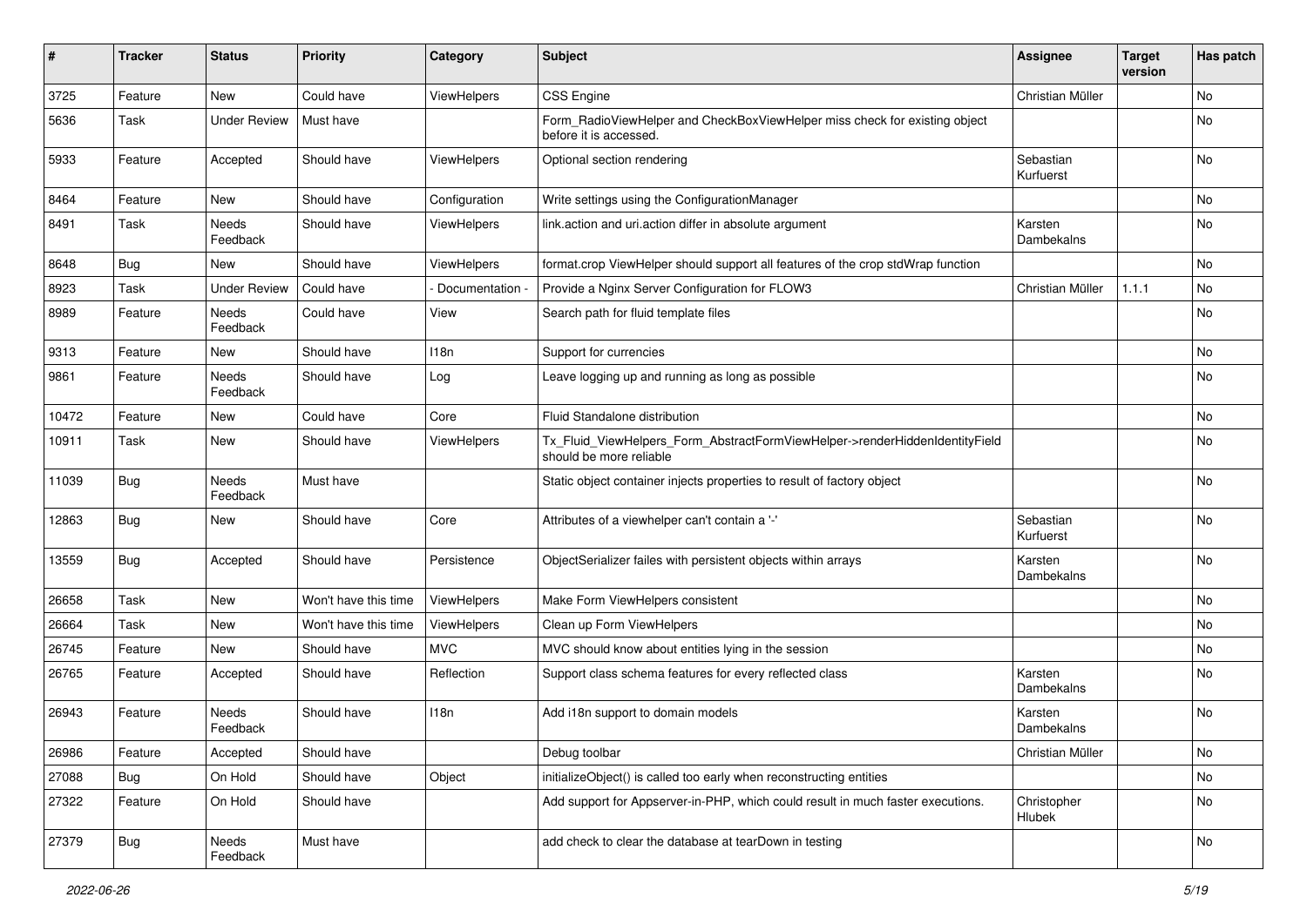| # | Tracker | Status | Priority | Category | Subject | Assignee | Target version | Has patch |
|---|---|---|---|---|---|---|---|---|
| 3725 | Feature | New | Could have | ViewHelpers | CSS Engine | Christian Müller | | No |
| 5636 | Task | Under Review | Must have | | Form_RadioViewHelper and CheckBoxViewHelper miss check for existing object before it is accessed. | | | No |
| 5933 | Feature | Accepted | Should have | ViewHelpers | Optional section rendering | Sebastian Kurfuerst | | No |
| 8464 | Feature | New | Should have | Configuration | Write settings using the ConfigurationManager | | | No |
| 8491 | Task | Needs Feedback | Should have | ViewHelpers | link.action and uri.action differ in absolute argument | Karsten Dambekalns | | No |
| 8648 | Bug | New | Should have | ViewHelpers | format.crop ViewHelper should support all features of the crop stdWrap function | | | No |
| 8923 | Task | Under Review | Could have | - Documentation - | Provide a Nginx Server Configuration for FLOW3 | Christian Müller | 1.1.1 | No |
| 8989 | Feature | Needs Feedback | Could have | View | Search path for fluid template files | | | No |
| 9313 | Feature | New | Should have | I18n | Support for currencies | | | No |
| 9861 | Feature | Needs Feedback | Should have | Log | Leave logging up and running as long as possible | | | No |
| 10472 | Feature | New | Could have | Core | Fluid Standalone distribution | | | No |
| 10911 | Task | New | Should have | ViewHelpers | Tx_Fluid_ViewHelpers_Form_AbstractFormViewHelper->renderHiddenIdentityField should be more reliable | | | No |
| 11039 | Bug | Needs Feedback | Must have | | Static object container injects properties to result of factory object | | | No |
| 12863 | Bug | New | Should have | Core | Attributes of a viewhelper can't contain a '-' | Sebastian Kurfuerst | | No |
| 13559 | Bug | Accepted | Should have | Persistence | ObjectSerializer failes with persistent objects within arrays | Karsten Dambekalns | | No |
| 26658 | Task | New | Won't have this time | ViewHelpers | Make Form ViewHelpers consistent | | | No |
| 26664 | Task | New | Won't have this time | ViewHelpers | Clean up Form ViewHelpers | | | No |
| 26745 | Feature | New | Should have | MVC | MVC should know about entities lying in the session | | | No |
| 26765 | Feature | Accepted | Should have | Reflection | Support class schema features for every reflected class | Karsten Dambekalns | | No |
| 26943 | Feature | Needs Feedback | Should have | I18n | Add i18n support to domain models | Karsten Dambekalns | | No |
| 26986 | Feature | Accepted | Should have | | Debug toolbar | Christian Müller | | No |
| 27088 | Bug | On Hold | Should have | Object | initializeObject() is called too early when reconstructing entities | | | No |
| 27322 | Feature | On Hold | Should have | | Add support for Appserver-in-PHP, which could result in much faster executions. | Christopher Hlubek | | No |
| 27379 | Bug | Needs Feedback | Must have | | add check to clear the database at tearDown in testing | | | No |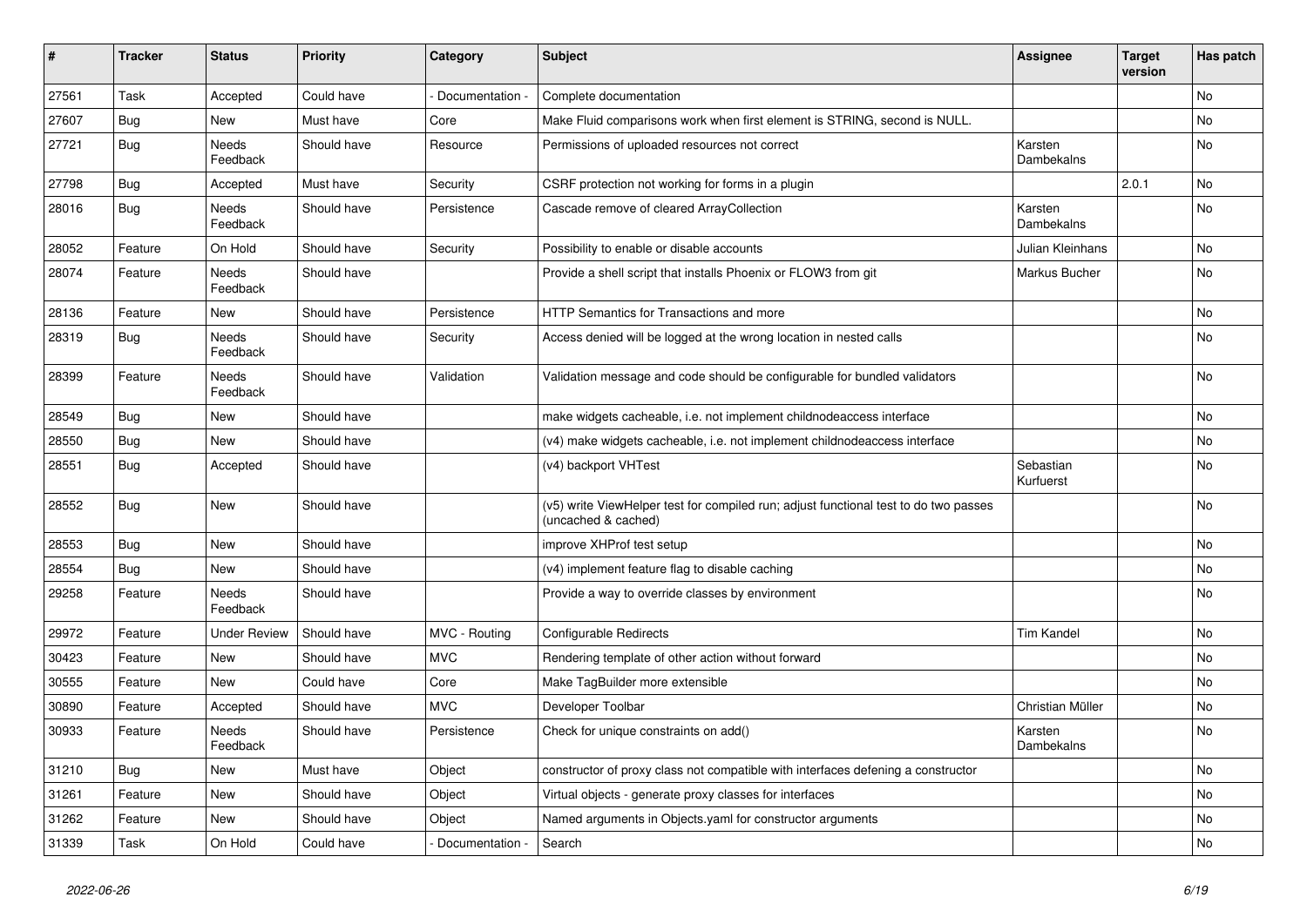| # | Tracker | Status | Priority | Category | Subject | Assignee | Target version | Has patch |
|---|---|---|---|---|---|---|---|---|
| 27561 | Task | Accepted | Could have | - Documentation - | Complete documentation | | | No |
| 27607 | Bug | New | Must have | Core | Make Fluid comparisons work when first element is STRING, second is NULL. | | | No |
| 27721 | Bug | Needs Feedback | Should have | Resource | Permissions of uploaded resources not correct | Karsten Dambekalns | | No |
| 27798 | Bug | Accepted | Must have | Security | CSRF protection not working for forms in a plugin | | 2.0.1 | No |
| 28016 | Bug | Needs Feedback | Should have | Persistence | Cascade remove of cleared ArrayCollection | Karsten Dambekalns | | No |
| 28052 | Feature | On Hold | Should have | Security | Possibility to enable or disable accounts | Julian Kleinhans | | No |
| 28074 | Feature | Needs Feedback | Should have | | Provide a shell script that installs Phoenix or FLOW3 from git | Markus Bucher | | No |
| 28136 | Feature | New | Should have | Persistence | HTTP Semantics for Transactions and more | | | No |
| 28319 | Bug | Needs Feedback | Should have | Security | Access denied will be logged at the wrong location in nested calls | | | No |
| 28399 | Feature | Needs Feedback | Should have | Validation | Validation message and code should be configurable for bundled validators | | | No |
| 28549 | Bug | New | Should have | | make widgets cacheable, i.e. not implement childnodeaccess interface | | | No |
| 28550 | Bug | New | Should have | | (v4) make widgets cacheable, i.e. not implement childnodeaccess interface | | | No |
| 28551 | Bug | Accepted | Should have | | (v4) backport VHTest | Sebastian Kurfuerst | | No |
| 28552 | Bug | New | Should have | | (v5) write ViewHelper test for compiled run; adjust functional test to do two passes (uncached & cached) | | | No |
| 28553 | Bug | New | Should have | | improve XHProf test setup | | | No |
| 28554 | Bug | New | Should have | | (v4) implement feature flag to disable caching | | | No |
| 29258 | Feature | Needs Feedback | Should have | | Provide a way to override classes by environment | | | No |
| 29972 | Feature | Under Review | Should have | MVC - Routing | Configurable Redirects | Tim Kandel | | No |
| 30423 | Feature | New | Should have | MVC | Rendering template of other action without forward | | | No |
| 30555 | Feature | New | Could have | Core | Make TagBuilder more extensible | | | No |
| 30890 | Feature | Accepted | Should have | MVC | Developer Toolbar | Christian Müller | | No |
| 30933 | Feature | Needs Feedback | Should have | Persistence | Check for unique constraints on add() | Karsten Dambekalns | | No |
| 31210 | Bug | New | Must have | Object | constructor of proxy class not compatible with interfaces defening a constructor | | | No |
| 31261 | Feature | New | Should have | Object | Virtual objects - generate proxy classes for interfaces | | | No |
| 31262 | Feature | New | Should have | Object | Named arguments in Objects.yaml for constructor arguments | | | No |
| 31339 | Task | On Hold | Could have | - Documentation - | Search | | | No |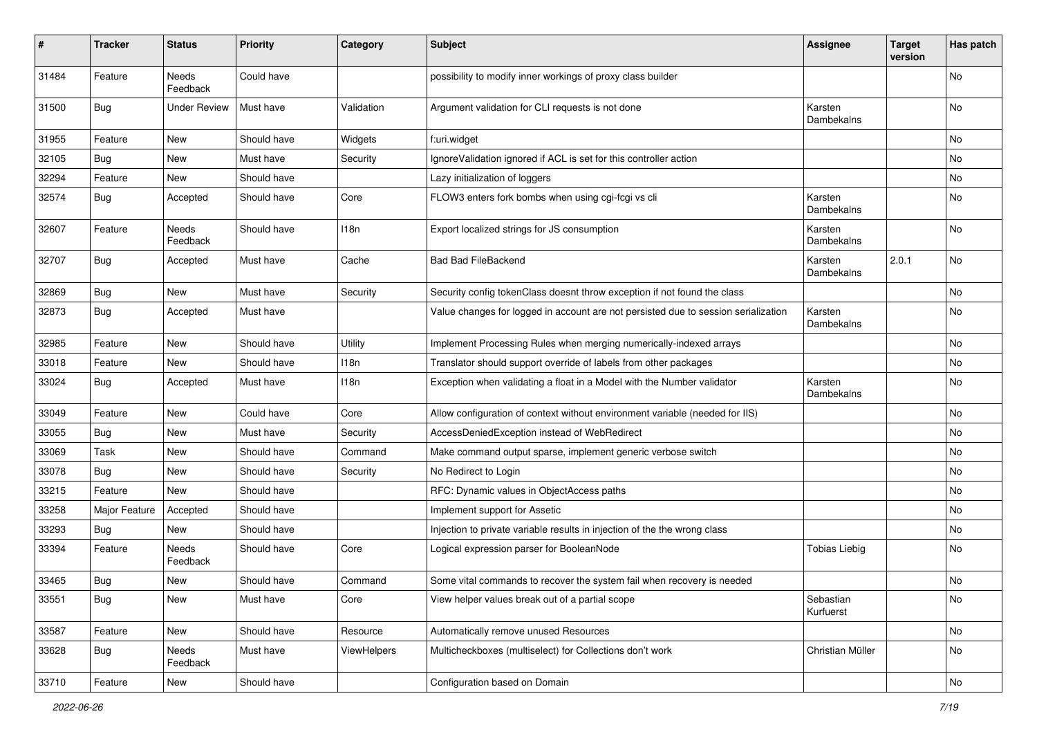| # | Tracker | Status | Priority | Category | Subject | Assignee | Target version | Has patch |
|---|---|---|---|---|---|---|---|---|
| 31484 | Feature | Needs Feedback | Could have | | possibility to modify inner workings of proxy class builder | | | No |
| 31500 | Bug | Under Review | Must have | Validation | Argument validation for CLI requests is not done | Karsten Dambekalns | | No |
| 31955 | Feature | New | Should have | Widgets | f:uri.widget | | | No |
| 32105 | Bug | New | Must have | Security | IgnoreValidation ignored if ACL is set for this controller action | | | No |
| 32294 | Feature | New | Should have | | Lazy initialization of loggers | | | No |
| 32574 | Bug | Accepted | Should have | Core | FLOW3 enters fork bombs when using cgi-fcgi vs cli | Karsten Dambekalns | | No |
| 32607 | Feature | Needs Feedback | Should have | I18n | Export localized strings for JS consumption | Karsten Dambekalns | | No |
| 32707 | Bug | Accepted | Must have | Cache | Bad Bad FileBackend | Karsten Dambekalns | 2.0.1 | No |
| 32869 | Bug | New | Must have | Security | Security config tokenClass doesnt throw exception if not found the class | | | No |
| 32873 | Bug | Accepted | Must have | | Value changes for logged in account are not persisted due to session serialization | Karsten Dambekalns | | No |
| 32985 | Feature | New | Should have | Utility | Implement Processing Rules when merging numerically-indexed arrays | | | No |
| 33018 | Feature | New | Should have | I18n | Translator should support override of labels from other packages | | | No |
| 33024 | Bug | Accepted | Must have | I18n | Exception when validating a float in a Model with the Number validator | Karsten Dambekalns | | No |
| 33049 | Feature | New | Could have | Core | Allow configuration of context without environment variable (needed for IIS) | | | No |
| 33055 | Bug | New | Must have | Security | AccessDeniedException instead of WebRedirect | | | No |
| 33069 | Task | New | Should have | Command | Make command output sparse, implement generic verbose switch | | | No |
| 33078 | Bug | New | Should have | Security | No Redirect to Login | | | No |
| 33215 | Feature | New | Should have | | RFC: Dynamic values in ObjectAccess paths | | | No |
| 33258 | Major Feature | Accepted | Should have | | Implement support for Assetic | | | No |
| 33293 | Bug | New | Should have | | Injection to private variable results in injection of the the wrong class | | | No |
| 33394 | Feature | Needs Feedback | Should have | Core | Logical expression parser for BooleanNode | Tobias Liebig | | No |
| 33465 | Bug | New | Should have | Command | Some vital commands to recover the system fail when recovery is needed | | | No |
| 33551 | Bug | New | Must have | Core | View helper values break out of a partial scope | Sebastian Kurfuerst | | No |
| 33587 | Feature | New | Should have | Resource | Automatically remove unused Resources | | | No |
| 33628 | Bug | Needs Feedback | Must have | ViewHelpers | Multicheckboxes (multiselect) for Collections don't work | Christian Müller | | No |
| 33710 | Feature | New | Should have | | Configuration based on Domain | | | No |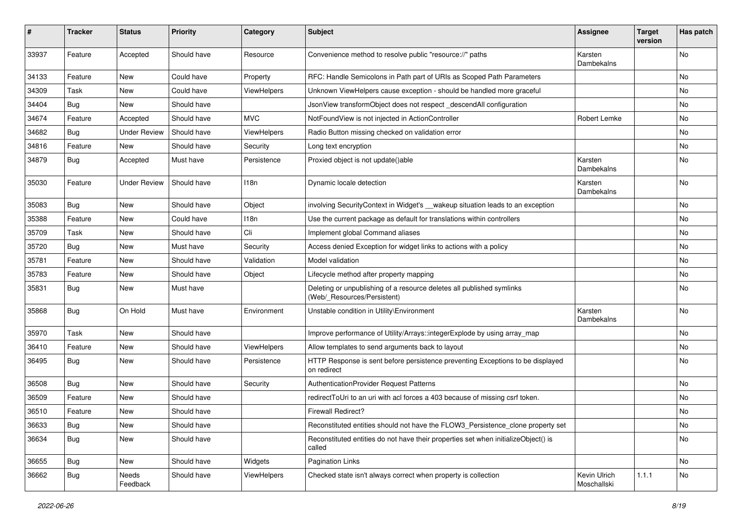| # | Tracker | Status | Priority | Category | Subject | Assignee | Target version | Has patch |
|---|---|---|---|---|---|---|---|---|
| 33937 | Feature | Accepted | Should have | Resource | Convenience method to resolve public "resource://" paths | Karsten Dambekalns | | No |
| 34133 | Feature | New | Could have | Property | RFC: Handle Semicolons in Path part of URIs as Scoped Path Parameters | | | No |
| 34309 | Task | New | Could have | ViewHelpers | Unknown ViewHelpers cause exception - should be handled more graceful | | | No |
| 34404 | Bug | New | Should have | | JsonView transformObject does not respect _descendAll configuration | | | No |
| 34674 | Feature | Accepted | Should have | MVC | NotFoundView is not injected in ActionController | Robert Lemke | | No |
| 34682 | Bug | Under Review | Should have | ViewHelpers | Radio Button missing checked on validation error | | | No |
| 34816 | Feature | New | Should have | Security | Long text encryption | | | No |
| 34879 | Bug | Accepted | Must have | Persistence | Proxied object is not update()able | Karsten Dambekalns | | No |
| 35030 | Feature | Under Review | Should have | I18n | Dynamic locale detection | Karsten Dambekalns | | No |
| 35083 | Bug | New | Should have | Object | involving SecurityContext in Widget's __wakeup situation leads to an exception | | | No |
| 35388 | Feature | New | Could have | I18n | Use the current package as default for translations within controllers | | | No |
| 35709 | Task | New | Should have | Cli | Implement global Command aliases | | | No |
| 35720 | Bug | New | Must have | Security | Access denied Exception for widget links to actions with a policy | | | No |
| 35781 | Feature | New | Should have | Validation | Model validation | | | No |
| 35783 | Feature | New | Should have | Object | Lifecycle method after property mapping | | | No |
| 35831 | Bug | New | Must have | | Deleting or unpublishing of a resource deletes all published symlinks (Web/_Resources/Persistent) | | | No |
| 35868 | Bug | On Hold | Must have | Environment | Unstable condition in Utility\Environment | Karsten Dambekalns | | No |
| 35970 | Task | New | Should have | | Improve performance of Utility/Arrays::integerExplode by using array_map | | | No |
| 36410 | Feature | New | Should have | ViewHelpers | Allow templates to send arguments back to layout | | | No |
| 36495 | Bug | New | Should have | Persistence | HTTP Response is sent before persistence preventing Exceptions to be displayed on redirect | | | No |
| 36508 | Bug | New | Should have | Security | AuthenticationProvider Request Patterns | | | No |
| 36509 | Feature | New | Should have | | redirectToUri to an uri with acl forces a 403 because of missing csrf token. | | | No |
| 36510 | Feature | New | Should have | | Firewall Redirect? | | | No |
| 36633 | Bug | New | Should have | | Reconstituted entities should not have the FLOW3_Persistence_clone property set | | | No |
| 36634 | Bug | New | Should have | | Reconstituted entities do not have their properties set when initializeObject() is called | | | No |
| 36655 | Bug | New | Should have | Widgets | Pagination Links | | | No |
| 36662 | Bug | Needs Feedback | Should have | ViewHelpers | Checked state isn't always correct when property is collection | Kevin Ulrich Moschallski | 1.1.1 | No |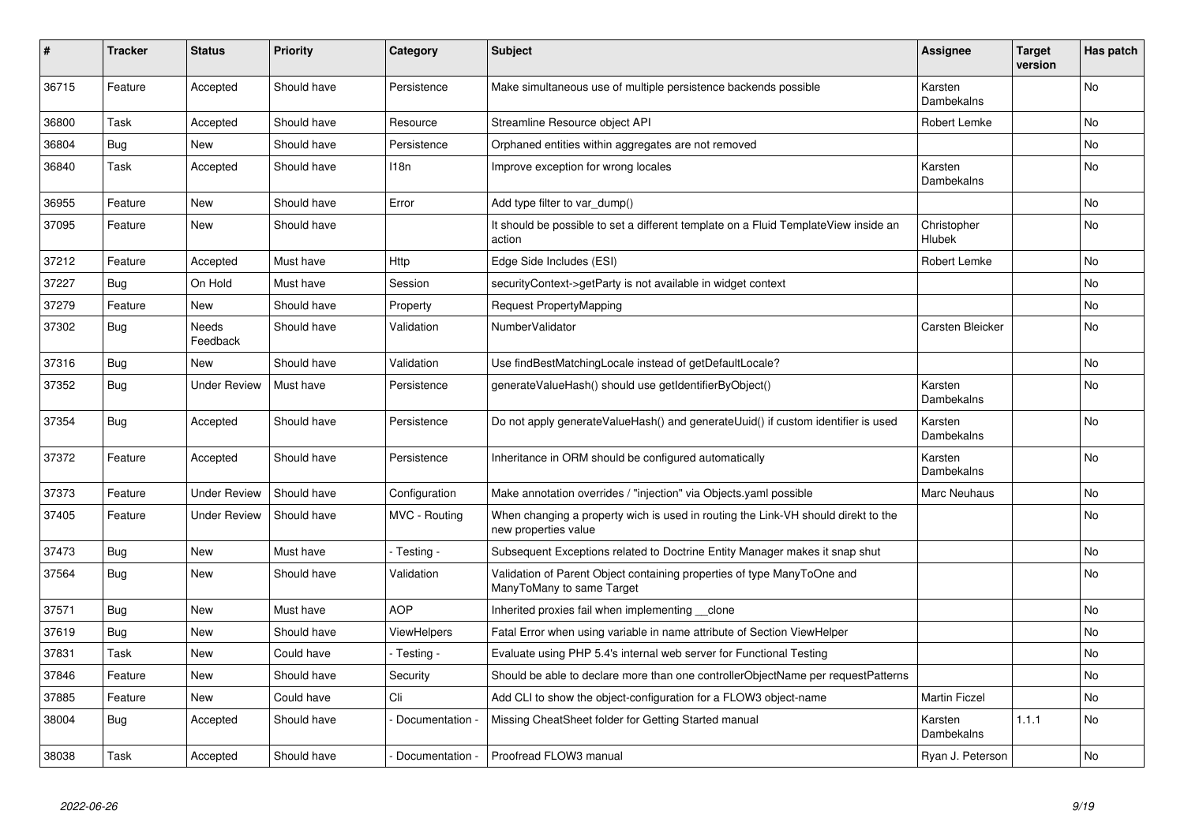| # | Tracker | Status | Priority | Category | Subject | Assignee | Target version | Has patch |
|---|---|---|---|---|---|---|---|---|
| 36715 | Feature | Accepted | Should have | Persistence | Make simultaneous use of multiple persistence backends possible | Karsten Dambekalns | | No |
| 36800 | Task | Accepted | Should have | Resource | Streamline Resource object API | Robert Lemke | | No |
| 36804 | Bug | New | Should have | Persistence | Orphaned entities within aggregates are not removed | | | No |
| 36840 | Task | Accepted | Should have | I18n | Improve exception for wrong locales | Karsten Dambekalns | | No |
| 36955 | Feature | New | Should have | Error | Add type filter to var_dump() | | | No |
| 37095 | Feature | New | Should have | | It should be possible to set a different template on a Fluid TemplateView inside an action | Christopher Hlubek | | No |
| 37212 | Feature | Accepted | Must have | Http | Edge Side Includes (ESI) | Robert Lemke | | No |
| 37227 | Bug | On Hold | Must have | Session | securityContext->getParty is not available in widget context | | | No |
| 37279 | Feature | New | Should have | Property | Request PropertyMapping | | | No |
| 37302 | Bug | Needs Feedback | Should have | Validation | NumberValidator | Carsten Bleicker | | No |
| 37316 | Bug | New | Should have | Validation | Use findBestMatchingLocale instead of getDefaultLocale? | | | No |
| 37352 | Bug | Under Review | Must have | Persistence | generateValueHash() should use getIdentifierByObject() | Karsten Dambekalns | | No |
| 37354 | Bug | Accepted | Should have | Persistence | Do not apply generateValueHash() and generateUuid() if custom identifier is used | Karsten Dambekalns | | No |
| 37372 | Feature | Accepted | Should have | Persistence | Inheritance in ORM should be configured automatically | Karsten Dambekalns | | No |
| 37373 | Feature | Under Review | Should have | Configuration | Make annotation overrides / "injection" via Objects.yaml possible | Marc Neuhaus | | No |
| 37405 | Feature | Under Review | Should have | MVC - Routing | When changing a property wich is used in routing the Link-VH should direkt to the new properties value | | | No |
| 37473 | Bug | New | Must have | - Testing - | Subsequent Exceptions related to Doctrine Entity Manager makes it snap shut | | | No |
| 37564 | Bug | New | Should have | Validation | Validation of Parent Object containing properties of type ManyToOne and ManyToMany to same Target | | | No |
| 37571 | Bug | New | Must have | AOP | Inherited proxies fail when implementing __clone | | | No |
| 37619 | Bug | New | Should have | ViewHelpers | Fatal Error when using variable in name attribute of Section ViewHelper | | | No |
| 37831 | Task | New | Could have | - Testing - | Evaluate using PHP 5.4's internal web server for Functional Testing | | | No |
| 37846 | Feature | New | Should have | Security | Should be able to declare more than one controllerObjectName per requestPatterns | | | No |
| 37885 | Feature | New | Could have | Cli | Add CLI to show the object-configuration for a FLOW3 object-name | Martin Ficzel | | No |
| 38004 | Bug | Accepted | Should have | - Documentation - | Missing CheatSheet folder for Getting Started manual | Karsten Dambekalns | 1.1.1 | No |
| 38038 | Task | Accepted | Should have | - Documentation - | Proofread FLOW3 manual | Ryan J. Peterson | | No |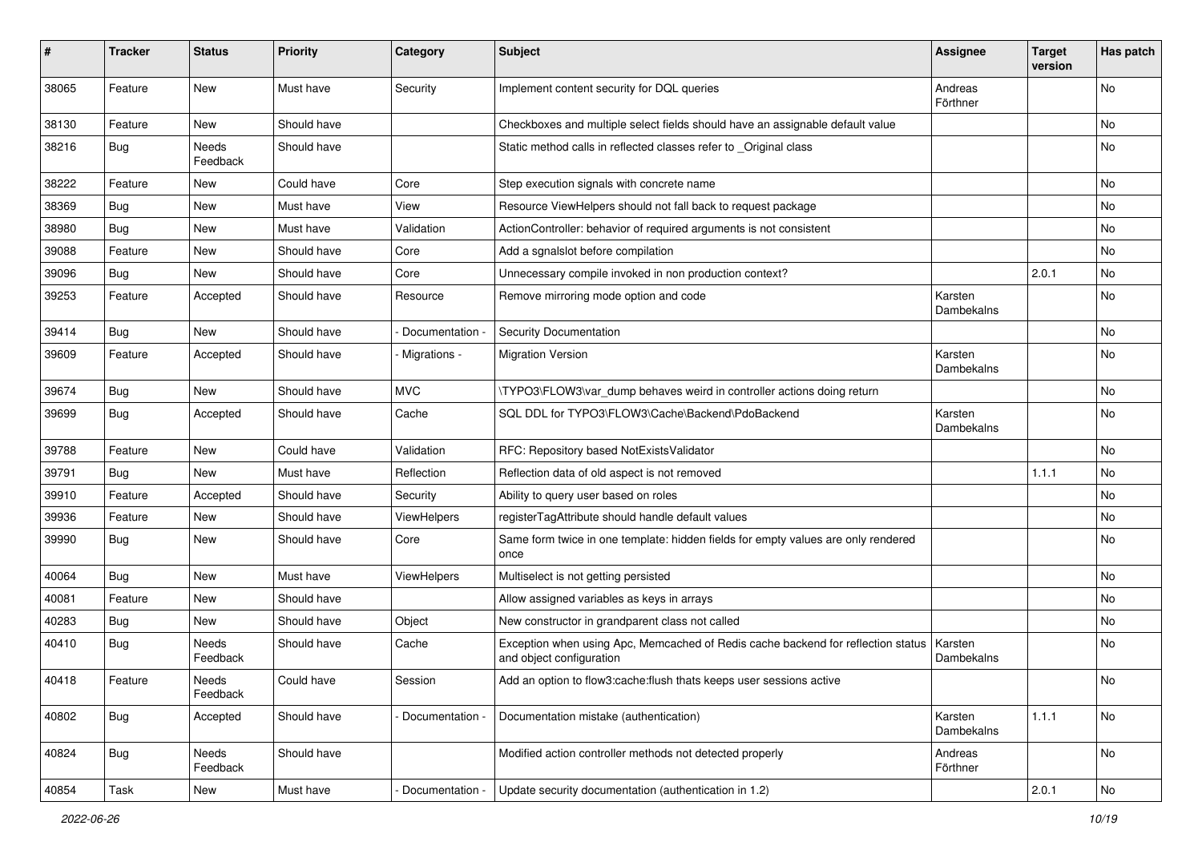| # | Tracker | Status | Priority | Category | Subject | Assignee | Target version | Has patch |
|---|---|---|---|---|---|---|---|---|
| 38065 | Feature | New | Must have | Security | Implement content security for DQL queries | Andreas Förthner | | No |
| 38130 | Feature | New | Should have | | Checkboxes and multiple select fields should have an assignable default value | | | No |
| 38216 | Bug | Needs Feedback | Should have | | Static method calls in reflected classes refer to _Original class | | | No |
| 38222 | Feature | New | Could have | Core | Step execution signals with concrete name | | | No |
| 38369 | Bug | New | Must have | View | Resource ViewHelpers should not fall back to request package | | | No |
| 38980 | Bug | New | Must have | Validation | ActionController: behavior of required arguments is not consistent | | | No |
| 39088 | Feature | New | Should have | Core | Add a sgnalslot before compilation | | | No |
| 39096 | Bug | New | Should have | Core | Unnecessary compile invoked in non production context? | | 2.0.1 | No |
| 39253 | Feature | Accepted | Should have | Resource | Remove mirroring mode option and code | Karsten Dambekalns | | No |
| 39414 | Bug | New | Should have | - Documentation - | Security Documentation | | | No |
| 39609 | Feature | Accepted | Should have | - Migrations - | Migration Version | Karsten Dambekalns | | No |
| 39674 | Bug | New | Should have | MVC | \TYPO3\FLOW3\var_dump behaves weird in controller actions doing return | | | No |
| 39699 | Bug | Accepted | Should have | Cache | SQL DDL for TYPO3\FLOW3\Cache\Backend\PdoBackend | Karsten Dambekalns | | No |
| 39788 | Feature | New | Could have | Validation | RFC: Repository based NotExistsValidator | | | No |
| 39791 | Bug | New | Must have | Reflection | Reflection data of old aspect is not removed | | 1.1.1 | No |
| 39910 | Feature | Accepted | Should have | Security | Ability to query user based on roles | | | No |
| 39936 | Feature | New | Should have | ViewHelpers | registerTagAttribute should handle default values | | | No |
| 39990 | Bug | New | Should have | Core | Same form twice in one template: hidden fields for empty values are only rendered once | | | No |
| 40064 | Bug | New | Must have | ViewHelpers | Multiselect is not getting persisted | | | No |
| 40081 | Feature | New | Should have | | Allow assigned variables as keys in arrays | | | No |
| 40283 | Bug | New | Should have | Object | New constructor in grandparent class not called | | | No |
| 40410 | Bug | Needs Feedback | Should have | Cache | Exception when using Apc, Memcached of Redis cache backend for reflection status and object configuration | Karsten Dambekalns | | No |
| 40418 | Feature | Needs Feedback | Could have | Session | Add an option to flow3:cache:flush thats keeps user sessions active | | | No |
| 40802 | Bug | Accepted | Should have | - Documentation - | Documentation mistake (authentication) | Karsten Dambekalns | 1.1.1 | No |
| 40824 | Bug | Needs Feedback | Should have | | Modified action controller methods not detected properly | Andreas Förthner | | No |
| 40854 | Task | New | Must have | - Documentation - | Update security documentation (authentication in 1.2) | | 2.0.1 | No |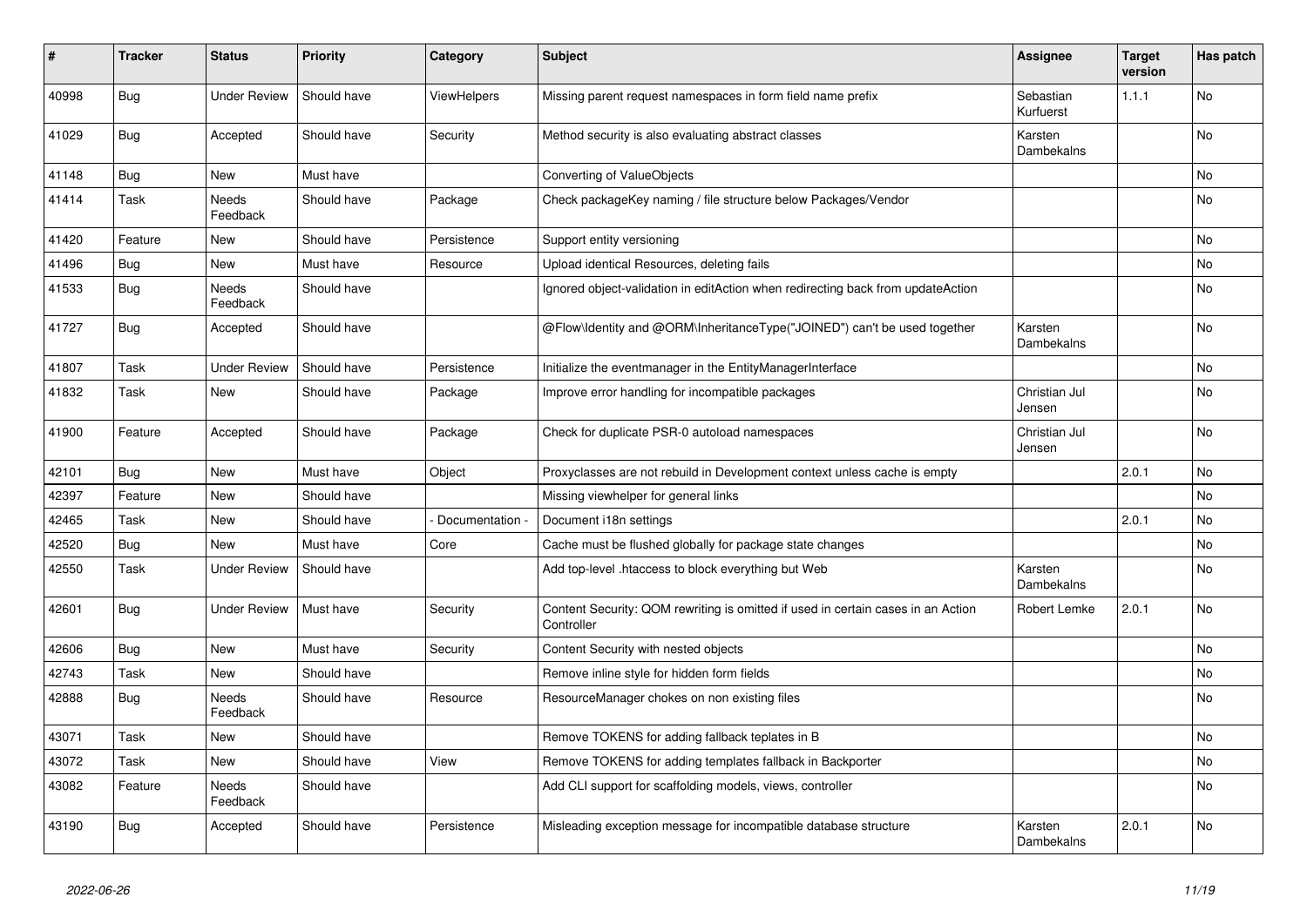| # | Tracker | Status | Priority | Category | Subject | Assignee | Target version | Has patch |
|---|---|---|---|---|---|---|---|---|
| 40998 | Bug | Under Review | Should have | ViewHelpers | Missing parent request namespaces in form field name prefix | Sebastian Kurfuerst | 1.1.1 | No |
| 41029 | Bug | Accepted | Should have | Security | Method security is also evaluating abstract classes | Karsten Dambekalns | | No |
| 41148 | Bug | New | Must have | | Converting of ValueObjects | | | No |
| 41414 | Task | Needs Feedback | Should have | Package | Check packageKey naming / file structure below Packages/Vendor | | | No |
| 41420 | Feature | New | Should have | Persistence | Support entity versioning | | | No |
| 41496 | Bug | New | Must have | Resource | Upload identical Resources, deleting fails | | | No |
| 41533 | Bug | Needs Feedback | Should have | | Ignored object-validation in editAction when redirecting back from updateAction | | | No |
| 41727 | Bug | Accepted | Should have | | @Flow\Identity and @ORM\InheritanceType("JOINED") can't be used together | Karsten Dambekalns | | No |
| 41807 | Task | Under Review | Should have | Persistence | Initialize the eventmanager in the EntityManagerInterface | | | No |
| 41832 | Task | New | Should have | Package | Improve error handling for incompatible packages | Christian Jul Jensen | | No |
| 41900 | Feature | Accepted | Should have | Package | Check for duplicate PSR-0 autoload namespaces | Christian Jul Jensen | | No |
| 42101 | Bug | New | Must have | Object | Proxyclasses are not rebuild in Development context unless cache is empty | | 2.0.1 | No |
| 42397 | Feature | New | Should have | | Missing viewhelper for general links | | | No |
| 42465 | Task | New | Should have | - Documentation - | Document i18n settings | | 2.0.1 | No |
| 42520 | Bug | New | Must have | Core | Cache must be flushed globally for package state changes | | | No |
| 42550 | Task | Under Review | Should have | | Add top-level .htaccess to block everything but Web | Karsten Dambekalns | | No |
| 42601 | Bug | Under Review | Must have | Security | Content Security: QOM rewriting is omitted if used in certain cases in an Action Controller | Robert Lemke | 2.0.1 | No |
| 42606 | Bug | New | Must have | Security | Content Security with nested objects | | | No |
| 42743 | Task | New | Should have | | Remove inline style for hidden form fields | | | No |
| 42888 | Bug | Needs Feedback | Should have | Resource | ResourceManager chokes on non existing files | | | No |
| 43071 | Task | New | Should have | | Remove TOKENS for adding fallback teplates in B | | | No |
| 43072 | Task | New | Should have | View | Remove TOKENS for adding templates fallback in Backporter | | | No |
| 43082 | Feature | Needs Feedback | Should have | | Add CLI support for scaffolding models, views, controller | | | No |
| 43190 | Bug | Accepted | Should have | Persistence | Misleading exception message for incompatible database structure | Karsten Dambekalns | 2.0.1 | No |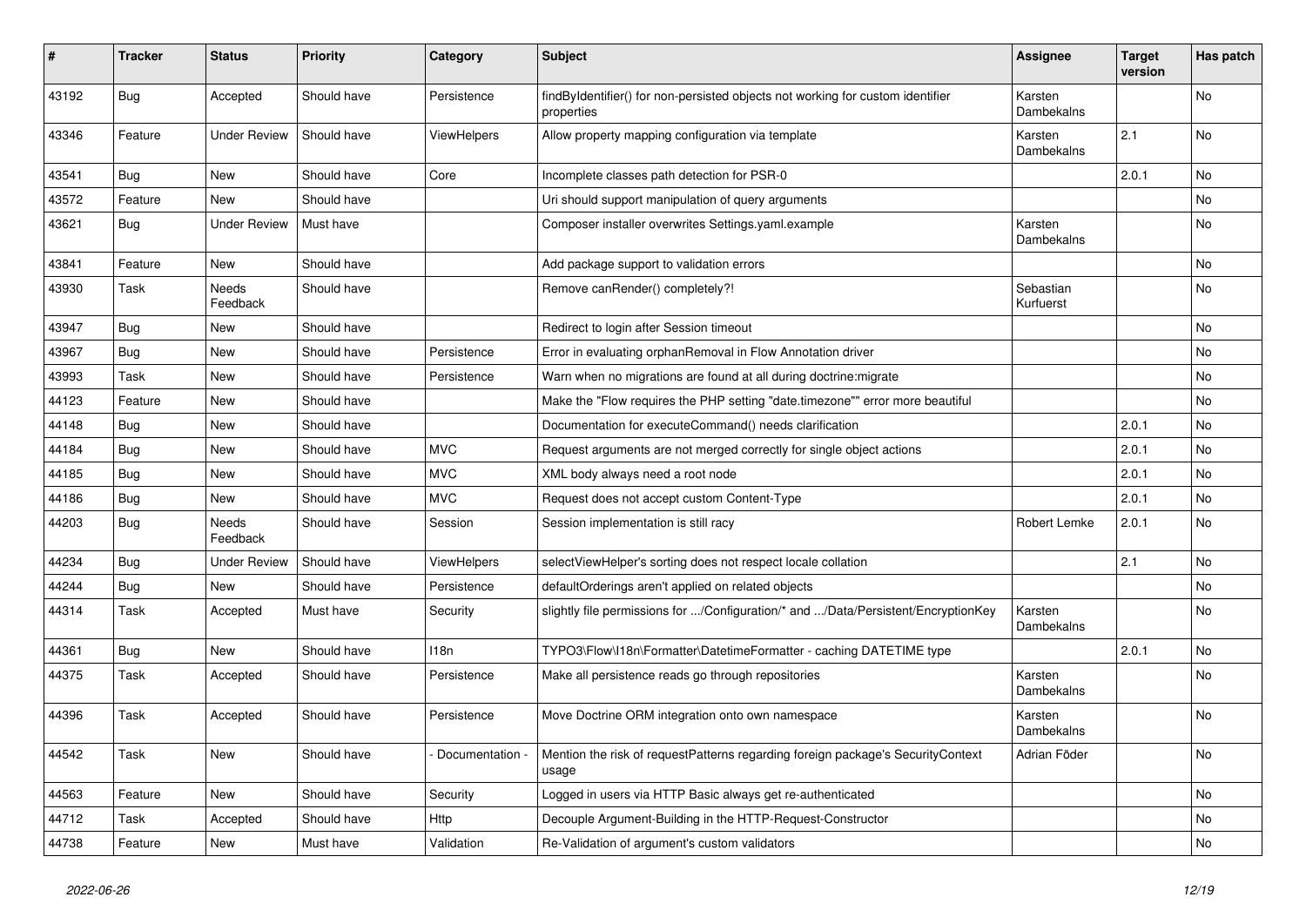| # | Tracker | Status | Priority | Category | Subject | Assignee | Target version | Has patch |
|---|---|---|---|---|---|---|---|---|
| 43192 | Bug | Accepted | Should have | Persistence | findByIdentifier() for non-persisted objects not working for custom identifier properties | Karsten Dambekalns | | No |
| 43346 | Feature | Under Review | Should have | ViewHelpers | Allow property mapping configuration via template | Karsten Dambekalns | 2.1 | No |
| 43541 | Bug | New | Should have | Core | Incomplete classes path detection for PSR-0 | | 2.0.1 | No |
| 43572 | Feature | New | Should have | | Uri should support manipulation of query arguments | | | No |
| 43621 | Bug | Under Review | Must have | | Composer installer overwrites Settings.yaml.example | Karsten Dambekalns | | No |
| 43841 | Feature | New | Should have | | Add package support to validation errors | | | No |
| 43930 | Task | Needs Feedback | Should have | | Remove canRender() completely?! | Sebastian Kurfuerst | | No |
| 43947 | Bug | New | Should have | | Redirect to login after Session timeout | | | No |
| 43967 | Bug | New | Should have | Persistence | Error in evaluating orphanRemoval in Flow Annotation driver | | | No |
| 43993 | Task | New | Should have | Persistence | Warn when no migrations are found at all during doctrine:migrate | | | No |
| 44123 | Feature | New | Should have | | Make the "Flow requires the PHP setting "date.timezone"" error more beautiful | | | No |
| 44148 | Bug | New | Should have | | Documentation for executeCommand() needs clarification | | 2.0.1 | No |
| 44184 | Bug | New | Should have | MVC | Request arguments are not merged correctly for single object actions | | 2.0.1 | No |
| 44185 | Bug | New | Should have | MVC | XML body always need a root node | | 2.0.1 | No |
| 44186 | Bug | New | Should have | MVC | Request does not accept custom Content-Type | | 2.0.1 | No |
| 44203 | Bug | Needs Feedback | Should have | Session | Session implementation is still racy | Robert Lemke | 2.0.1 | No |
| 44234 | Bug | Under Review | Should have | ViewHelpers | selectViewHelper's sorting does not respect locale collation | | 2.1 | No |
| 44244 | Bug | New | Should have | Persistence | defaultOrderings aren't applied on related objects | | | No |
| 44314 | Task | Accepted | Must have | Security | slightly file permissions for .../Configuration/* and .../Data/Persistent/EncryptionKey | Karsten Dambekalns | | No |
| 44361 | Bug | New | Should have | I18n | TYPO3\Flow\I18n\Formatter\DatetimeFormatter - caching DATETIME type | | 2.0.1 | No |
| 44375 | Task | Accepted | Should have | Persistence | Make all persistence reads go through repositories | Karsten Dambekalns | | No |
| 44396 | Task | Accepted | Should have | Persistence | Move Doctrine ORM integration onto own namespace | Karsten Dambekalns | | No |
| 44542 | Task | New | Should have | - Documentation - | Mention the risk of requestPatterns regarding foreign package's SecurityContext usage | Adrian Föder | | No |
| 44563 | Feature | New | Should have | Security | Logged in users via HTTP Basic always get re-authenticated | | | No |
| 44712 | Task | Accepted | Should have | Http | Decouple Argument-Building in the HTTP-Request-Constructor | | | No |
| 44738 | Feature | New | Must have | Validation | Re-Validation of argument's custom validators | | | No |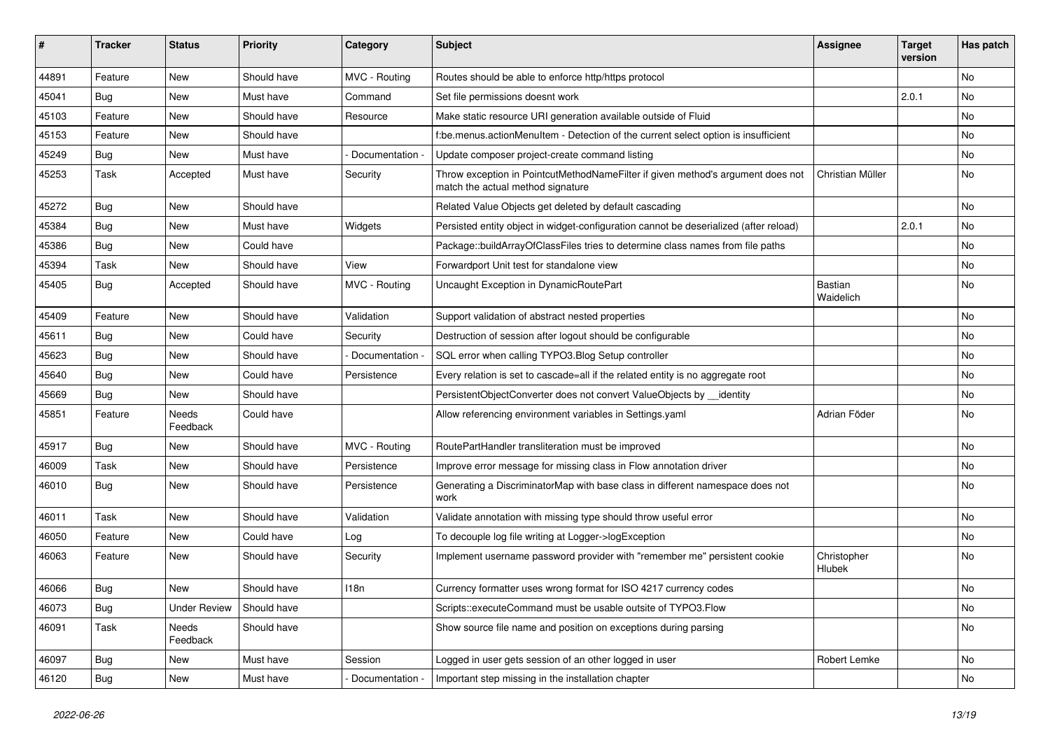| # | Tracker | Status | Priority | Category | Subject | Assignee | Target version | Has patch |
|---|---|---|---|---|---|---|---|---|
| 44891 | Feature | New | Should have | MVC - Routing | Routes should be able to enforce http/https protocol | | | No |
| 45041 | Bug | New | Must have | Command | Set file permissions doesnt work | | 2.0.1 | No |
| 45103 | Feature | New | Should have | Resource | Make static resource URI generation available outside of Fluid | | | No |
| 45153 | Feature | New | Should have | | f:be.menus.actionMenuItem - Detection of the current select option is insufficient | | | No |
| 45249 | Bug | New | Must have | - Documentation - | Update composer project-create command listing | | | No |
| 45253 | Task | Accepted | Must have | Security | Throw exception in PointcutMethodNameFilter if given method's argument does not match the actual method signature | Christian Müller | | No |
| 45272 | Bug | New | Should have | | Related Value Objects get deleted by default cascading | | | No |
| 45384 | Bug | New | Must have | Widgets | Persisted entity object in widget-configuration cannot be deserialized (after reload) | | 2.0.1 | No |
| 45386 | Bug | New | Could have | | Package::buildArrayOfClassFiles tries to determine class names from file paths | | | No |
| 45394 | Task | New | Should have | View | Forwardport Unit test for standalone view | | | No |
| 45405 | Bug | Accepted | Should have | MVC - Routing | Uncaught Exception in DynamicRoutePart | Bastian Waidelich | | No |
| 45409 | Feature | New | Should have | Validation | Support validation of abstract nested properties | | | No |
| 45611 | Bug | New | Could have | Security | Destruction of session after logout should be configurable | | | No |
| 45623 | Bug | New | Should have | - Documentation - | SQL error when calling TYPO3.Blog Setup controller | | | No |
| 45640 | Bug | New | Could have | Persistence | Every relation is set to cascade=all if the related entity is no aggregate root | | | No |
| 45669 | Bug | New | Should have | | PersistentObjectConverter does not convert ValueObjects by __identity | | | No |
| 45851 | Feature | Needs Feedback | Could have | | Allow referencing environment variables in Settings.yaml | Adrian Föder | | No |
| 45917 | Bug | New | Should have | MVC - Routing | RoutePartHandler transliteration must be improved | | | No |
| 46009 | Task | New | Should have | Persistence | Improve error message for missing class in Flow annotation driver | | | No |
| 46010 | Bug | New | Should have | Persistence | Generating a DiscriminatorMap with base class in different namespace does not work | | | No |
| 46011 | Task | New | Should have | Validation | Validate annotation with missing type should throw useful error | | | No |
| 46050 | Feature | New | Could have | Log | To decouple log file writing at Logger->logException | | | No |
| 46063 | Feature | New | Should have | Security | Implement username password provider with "remember me" persistent cookie | Christopher Hlubek | | No |
| 46066 | Bug | New | Should have | I18n | Currency formatter uses wrong format for ISO 4217 currency codes | | | No |
| 46073 | Bug | Under Review | Should have | | Scripts::executeCommand must be usable outsite of TYPO3.Flow | | | No |
| 46091 | Task | Needs Feedback | Should have | | Show source file name and position on exceptions during parsing | | | No |
| 46097 | Bug | New | Must have | Session | Logged in user gets session of an other logged in user | Robert Lemke | | No |
| 46120 | Bug | New | Must have | - Documentation - | Important step missing in the installation chapter | | | No |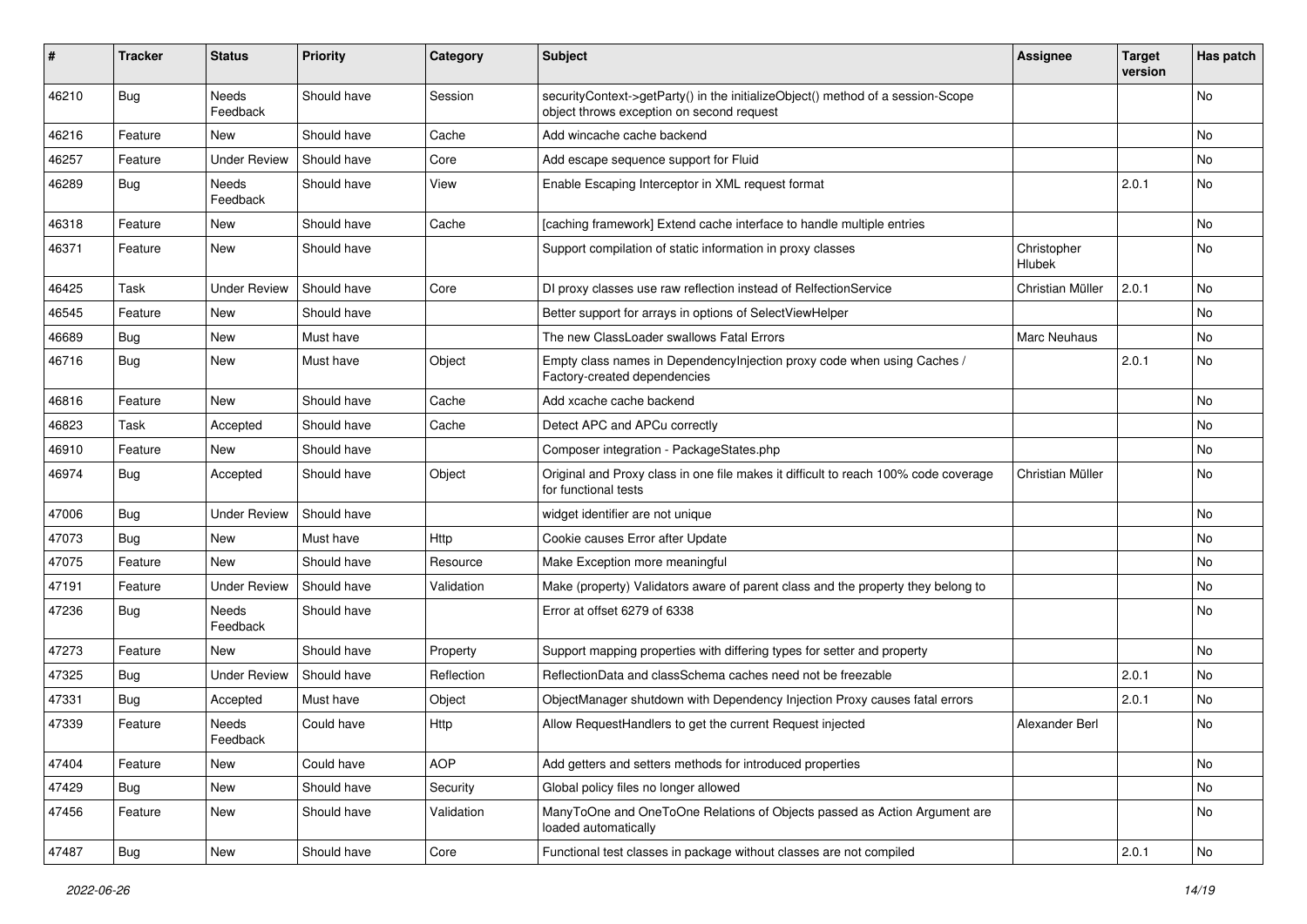| # | Tracker | Status | Priority | Category | Subject | Assignee | Target version | Has patch |
|---|---|---|---|---|---|---|---|---|
| 46210 | Bug | Needs Feedback | Should have | Session | securityContext->getParty() in the initializeObject() method of a session-Scope object throws exception on second request | | | No |
| 46216 | Feature | New | Should have | Cache | Add wincache cache backend | | | No |
| 46257 | Feature | Under Review | Should have | Core | Add escape sequence support for Fluid | | | No |
| 46289 | Bug | Needs Feedback | Should have | View | Enable Escaping Interceptor in XML request format | | 2.0.1 | No |
| 46318 | Feature | New | Should have | Cache | [caching framework] Extend cache interface to handle multiple entries | | | No |
| 46371 | Feature | New | Should have | | Support compilation of static information in proxy classes | Christopher Hlubek | | No |
| 46425 | Task | Under Review | Should have | Core | DI proxy classes use raw reflection instead of RelfectionService | Christian Müller | 2.0.1 | No |
| 46545 | Feature | New | Should have | | Better support for arrays in options of SelectViewHelper | | | No |
| 46689 | Bug | New | Must have | | The new ClassLoader swallows Fatal Errors | Marc Neuhaus | | No |
| 46716 | Bug | New | Must have | Object | Empty class names in DependencyInjection proxy code when using Caches / Factory-created dependencies | | 2.0.1 | No |
| 46816 | Feature | New | Should have | Cache | Add xcache cache backend | | | No |
| 46823 | Task | Accepted | Should have | Cache | Detect APC and APCu correctly | | | No |
| 46910 | Feature | New | Should have | | Composer integration - PackageStates.php | | | No |
| 46974 | Bug | Accepted | Should have | Object | Original and Proxy class in one file makes it difficult to reach 100% code coverage for functional tests | Christian Müller | | No |
| 47006 | Bug | Under Review | Should have | | widget identifier are not unique | | | No |
| 47073 | Bug | New | Must have | Http | Cookie causes Error after Update | | | No |
| 47075 | Feature | New | Should have | Resource | Make Exception more meaningful | | | No |
| 47191 | Feature | Under Review | Should have | Validation | Make (property) Validators aware of parent class and the property they belong to | | | No |
| 47236 | Bug | Needs Feedback | Should have | | Error at offset 6279 of 6338 | | | No |
| 47273 | Feature | New | Should have | Property | Support mapping properties with differing types for setter and property | | | No |
| 47325 | Bug | Under Review | Should have | Reflection | ReflectionData and classSchema caches need not be freezable | | 2.0.1 | No |
| 47331 | Bug | Accepted | Must have | Object | ObjectManager shutdown with Dependency Injection Proxy causes fatal errors | | 2.0.1 | No |
| 47339 | Feature | Needs Feedback | Could have | Http | Allow RequestHandlers to get the current Request injected | Alexander Berl | | No |
| 47404 | Feature | New | Could have | AOP | Add getters and setters methods for introduced properties | | | No |
| 47429 | Bug | New | Should have | Security | Global policy files no longer allowed | | | No |
| 47456 | Feature | New | Should have | Validation | ManyToOne and OneToOne Relations of Objects passed as Action Argument are loaded automatically | | | No |
| 47487 | Bug | New | Should have | Core | Functional test classes in package without classes are not compiled | | 2.0.1 | No |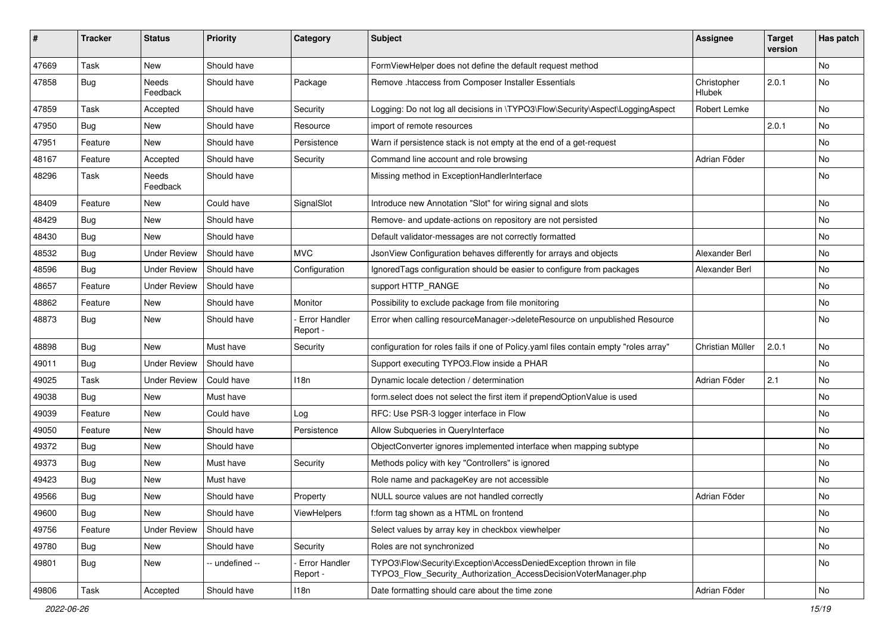| # | Tracker | Status | Priority | Category | Subject | Assignee | Target version | Has patch |
|---|---|---|---|---|---|---|---|---|
| 47669 | Task | New | Should have | | FormViewHelper does not define the default request method | | | No |
| 47858 | Bug | Needs Feedback | Should have | Package | Remove .htaccess from Composer Installer Essentials | Christopher Hlubek | 2.0.1 | No |
| 47859 | Task | Accepted | Should have | Security | Logging: Do not log all decisions in \TYPO3\Flow\Security\Aspect\LoggingAspect | Robert Lemke | | No |
| 47950 | Bug | New | Should have | Resource | import of remote resources | | 2.0.1 | No |
| 47951 | Feature | New | Should have | Persistence | Warn if persistence stack is not empty at the end of a get-request | | | No |
| 48167 | Feature | Accepted | Should have | Security | Command line account and role browsing | Adrian Föder | | No |
| 48296 | Task | Needs Feedback | Should have | | Missing method in ExceptionHandlerInterface | | | No |
| 48409 | Feature | New | Could have | SignalSlot | Introduce new Annotation "Slot" for wiring signal and slots | | | No |
| 48429 | Bug | New | Should have | | Remove- and update-actions on repository are not persisted | | | No |
| 48430 | Bug | New | Should have | | Default validator-messages are not correctly formatted | | | No |
| 48532 | Bug | Under Review | Should have | MVC | JsonView Configuration behaves differently for arrays and objects | Alexander Berl | | No |
| 48596 | Bug | Under Review | Should have | Configuration | IgnoredTags configuration should be easier to configure from packages | Alexander Berl | | No |
| 48657 | Feature | Under Review | Should have | | support HTTP_RANGE | | | No |
| 48862 | Feature | New | Should have | Monitor | Possibility to exclude package from file monitoring | | | No |
| 48873 | Bug | New | Should have | - Error Handler Report - | Error when calling resourceManager->deleteResource on unpublished Resource | | | No |
| 48898 | Bug | New | Must have | Security | configuration for roles fails if one of Policy.yaml files contain empty "roles array" | Christian Müller | 2.0.1 | No |
| 49011 | Bug | Under Review | Should have | | Support executing TYPO3.Flow inside a PHAR | | | No |
| 49025 | Task | Under Review | Could have | I18n | Dynamic locale detection / determination | Adrian Föder | 2.1 | No |
| 49038 | Bug | New | Must have | | form.select does not select the first item if prependOptionValue is used | | | No |
| 49039 | Feature | New | Could have | Log | RFC: Use PSR-3 logger interface in Flow | | | No |
| 49050 | Feature | New | Should have | Persistence | Allow Subqueries in QueryInterface | | | No |
| 49372 | Bug | New | Should have | | ObjectConverter ignores implemented interface when mapping subtype | | | No |
| 49373 | Bug | New | Must have | Security | Methods policy with key "Controllers" is ignored | | | No |
| 49423 | Bug | New | Must have | | Role name and packageKey are not accessible | | | No |
| 49566 | Bug | New | Should have | Property | NULL source values are not handled correctly | Adrian Föder | | No |
| 49600 | Bug | New | Should have | ViewHelpers | f:form tag shown as a HTML on frontend | | | No |
| 49756 | Feature | Under Review | Should have | | Select values by array key in checkbox viewhelper | | | No |
| 49780 | Bug | New | Should have | Security | Roles are not synchronized | | | No |
| 49801 | Bug | New | -- undefined -- | - Error Handler Report - | TYPO3\Flow\Security\Exception\AccessDeniedException thrown in file TYPO3_Flow_Security_Authorization_AccessDecisionVoterManager.php | | | No |
| 49806 | Task | Accepted | Should have | I18n | Date formatting should care about the time zone | Adrian Föder | | No |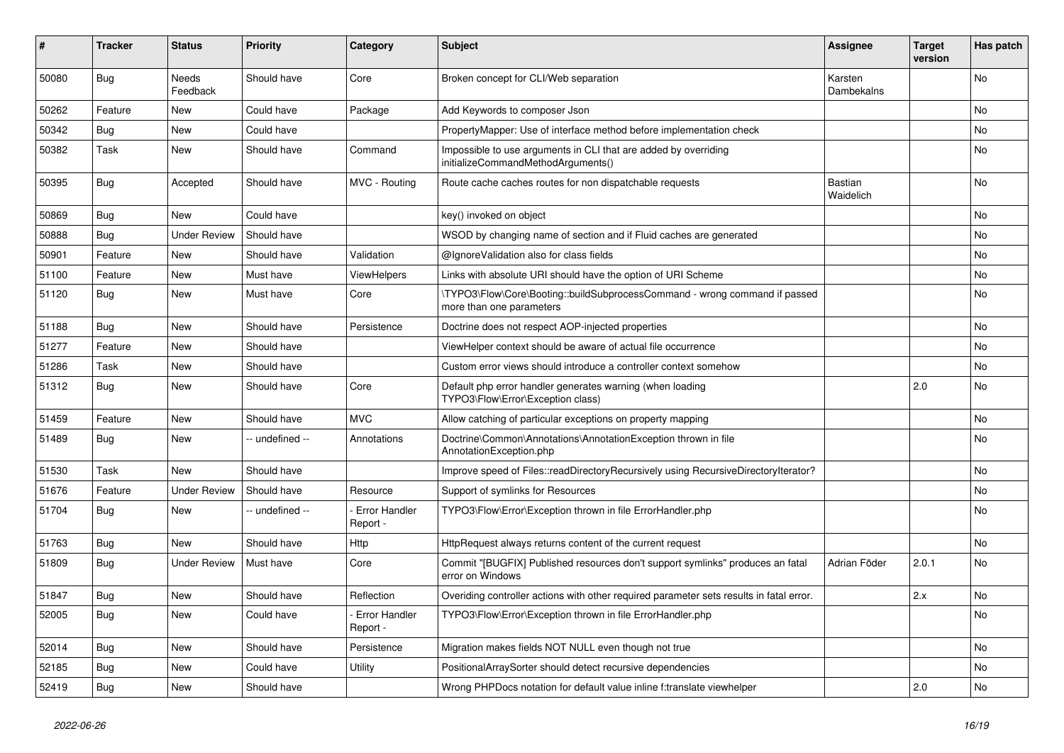| # | Tracker | Status | Priority | Category | Subject | Assignee | Target version | Has patch |
|---|---|---|---|---|---|---|---|---|
| 50080 | Bug | Needs Feedback | Should have | Core | Broken concept for CLI/Web separation | Karsten Dambekalns | | No |
| 50262 | Feature | New | Could have | Package | Add Keywords to composer Json | | | No |
| 50342 | Bug | New | Could have | | PropertyMapper: Use of interface method before implementation check | | | No |
| 50382 | Task | New | Should have | Command | Impossible to use arguments in CLI that are added by overriding initializeCommandMethodArguments() | | | No |
| 50395 | Bug | Accepted | Should have | MVC - Routing | Route cache caches routes for non dispatchable requests | Bastian Waidelich | | No |
| 50869 | Bug | New | Could have | | key() invoked on object | | | No |
| 50888 | Bug | Under Review | Should have | | WSOD by changing name of section and if Fluid caches are generated | | | No |
| 50901 | Feature | New | Should have | Validation | @IgnoreValidation also for class fields | | | No |
| 51100 | Feature | New | Must have | ViewHelpers | Links with absolute URI should have the option of URI Scheme | | | No |
| 51120 | Bug | New | Must have | Core | \TYPO3\Flow\Core\Booting::buildSubprocessCommand - wrong command if passed more than one parameters | | | No |
| 51188 | Bug | New | Should have | Persistence | Doctrine does not respect AOP-injected properties | | | No |
| 51277 | Feature | New | Should have | | ViewHelper context should be aware of actual file occurrence | | | No |
| 51286 | Task | New | Should have | | Custom error views should introduce a controller context somehow | | | No |
| 51312 | Bug | New | Should have | Core | Default php error handler generates warning (when loading TYPO3\Flow\Error\Exception class) | | 2.0 | No |
| 51459 | Feature | New | Should have | MVC | Allow catching of particular exceptions on property mapping | | | No |
| 51489 | Bug | New | -- undefined -- | Annotations | Doctrine\Common\Annotations\AnnotationException thrown in file AnnotationException.php | | | No |
| 51530 | Task | New | Should have | | Improve speed of Files::readDirectoryRecursively using RecursiveDirectoryIterator? | | | No |
| 51676 | Feature | Under Review | Should have | Resource | Support of symlinks for Resources | | | No |
| 51704 | Bug | New | -- undefined -- | - Error Handler Report - | TYPO3\Flow\Error\Exception thrown in file ErrorHandler.php | | | No |
| 51763 | Bug | New | Should have | Http | HttpRequest always returns content of the current request | | | No |
| 51809 | Bug | Under Review | Must have | Core | Commit "[BUGFIX] Published resources don't support symlinks" produces an fatal error on Windows | Adrian Föder | 2.0.1 | No |
| 51847 | Bug | New | Should have | Reflection | Overiding controller actions with other required parameter sets results in fatal error. | | 2.x | No |
| 52005 | Bug | New | Could have | - Error Handler Report - | TYPO3\Flow\Error\Exception thrown in file ErrorHandler.php | | | No |
| 52014 | Bug | New | Should have | Persistence | Migration makes fields NOT NULL even though not true | | | No |
| 52185 | Bug | New | Could have | Utility | PositionalArraySorter should detect recursive dependencies | | | No |
| 52419 | Bug | New | Should have | | Wrong PHPDocs notation for default value inline f:translate viewhelper | | 2.0 | No |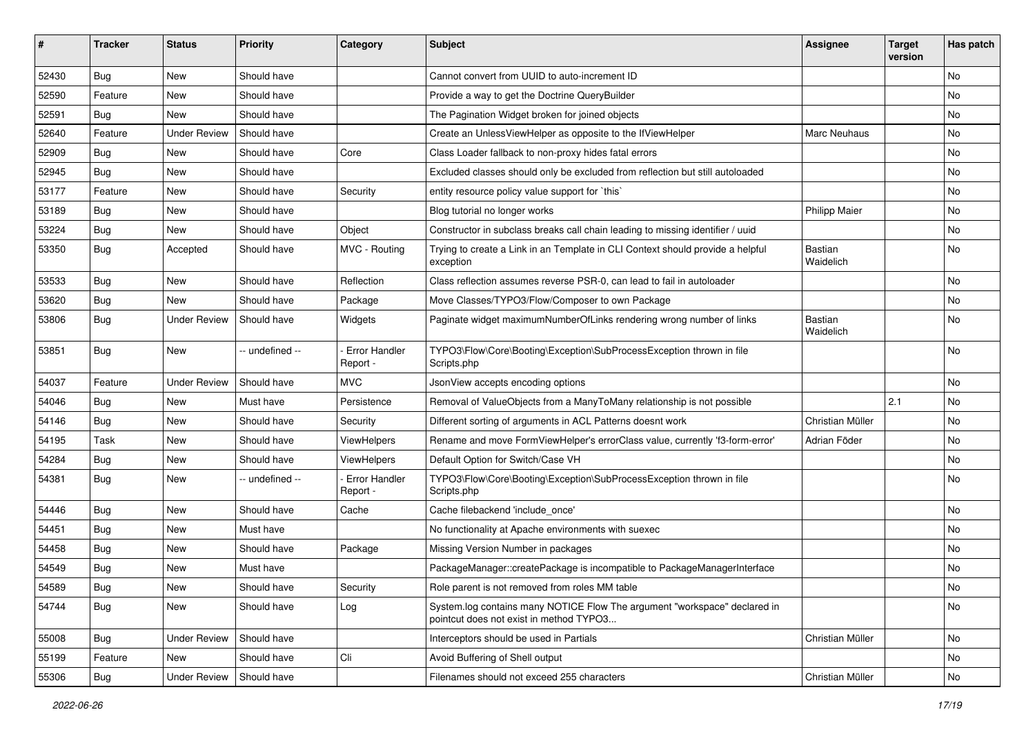| # | Tracker | Status | Priority | Category | Subject | Assignee | Target version | Has patch |
|---|---|---|---|---|---|---|---|---|
| 52430 | Bug | New | Should have | | Cannot convert from UUID to auto-increment ID | | | No |
| 52590 | Feature | New | Should have | | Provide a way to get the Doctrine QueryBuilder | | | No |
| 52591 | Bug | New | Should have | | The Pagination Widget broken for joined objects | | | No |
| 52640 | Feature | Under Review | Should have | | Create an UnlessViewHelper as opposite to the IfViewHelper | Marc Neuhaus | | No |
| 52909 | Bug | New | Should have | Core | Class Loader fallback to non-proxy hides fatal errors | | | No |
| 52945 | Bug | New | Should have | | Excluded classes should only be excluded from reflection but still autoloaded | | | No |
| 53177 | Feature | New | Should have | Security | entity resource policy value support for `this` | | | No |
| 53189 | Bug | New | Should have | | Blog tutorial no longer works | Philipp Maier | | No |
| 53224 | Bug | New | Should have | Object | Constructor in subclass breaks call chain leading to missing identifier / uuid | | | No |
| 53350 | Bug | Accepted | Should have | MVC - Routing | Trying to create a Link in an Template in CLI Context should provide a helpful exception | Bastian Waidelich | | No |
| 53533 | Bug | New | Should have | Reflection | Class reflection assumes reverse PSR-0, can lead to fail in autoloader | | | No |
| 53620 | Bug | New | Should have | Package | Move Classes/TYPO3/Flow/Composer to own Package | | | No |
| 53806 | Bug | Under Review | Should have | Widgets | Paginate widget maximumNumberOfLinks rendering wrong number of links | Bastian Waidelich | | No |
| 53851 | Bug | New | -- undefined -- | - Error Handler Report - | TYPO3\Flow\Core\Booting\Exception\SubProcessException thrown in file Scripts.php | | | No |
| 54037 | Feature | Under Review | Should have | MVC | JsonView accepts encoding options | | | No |
| 54046 | Bug | New | Must have | Persistence | Removal of ValueObjects from a ManyToMany relationship is not possible | | 2.1 | No |
| 54146 | Bug | New | Should have | Security | Different sorting of arguments in ACL Patterns doesnt work | Christian Müller | | No |
| 54195 | Task | New | Should have | ViewHelpers | Rename and move FormViewHelper's errorClass value, currently 'f3-form-error' | Adrian Föder | | No |
| 54284 | Bug | New | Should have | ViewHelpers | Default Option for Switch/Case VH | | | No |
| 54381 | Bug | New | -- undefined -- | - Error Handler Report - | TYPO3\Flow\Core\Booting\Exception\SubProcessException thrown in file Scripts.php | | | No |
| 54446 | Bug | New | Should have | Cache | Cache filebackend 'include_once' | | | No |
| 54451 | Bug | New | Must have | | No functionality at Apache environments with suexec | | | No |
| 54458 | Bug | New | Should have | Package | Missing Version Number in packages | | | No |
| 54549 | Bug | New | Must have | | PackageManager::createPackage is incompatible to PackageManagerInterface | | | No |
| 54589 | Bug | New | Should have | Security | Role parent is not removed from roles MM table | | | No |
| 54744 | Bug | New | Should have | Log | System.log contains many NOTICE Flow The argument "workspace" declared in pointcut does not exist in method TYPO3... | | | No |
| 55008 | Bug | Under Review | Should have | | Interceptors should be used in Partials | Christian Müller | | No |
| 55199 | Feature | New | Should have | Cli | Avoid Buffering of Shell output | | | No |
| 55306 | Bug | Under Review | Should have | | Filenames should not exceed 255 characters | Christian Müller | | No |

2022-06-26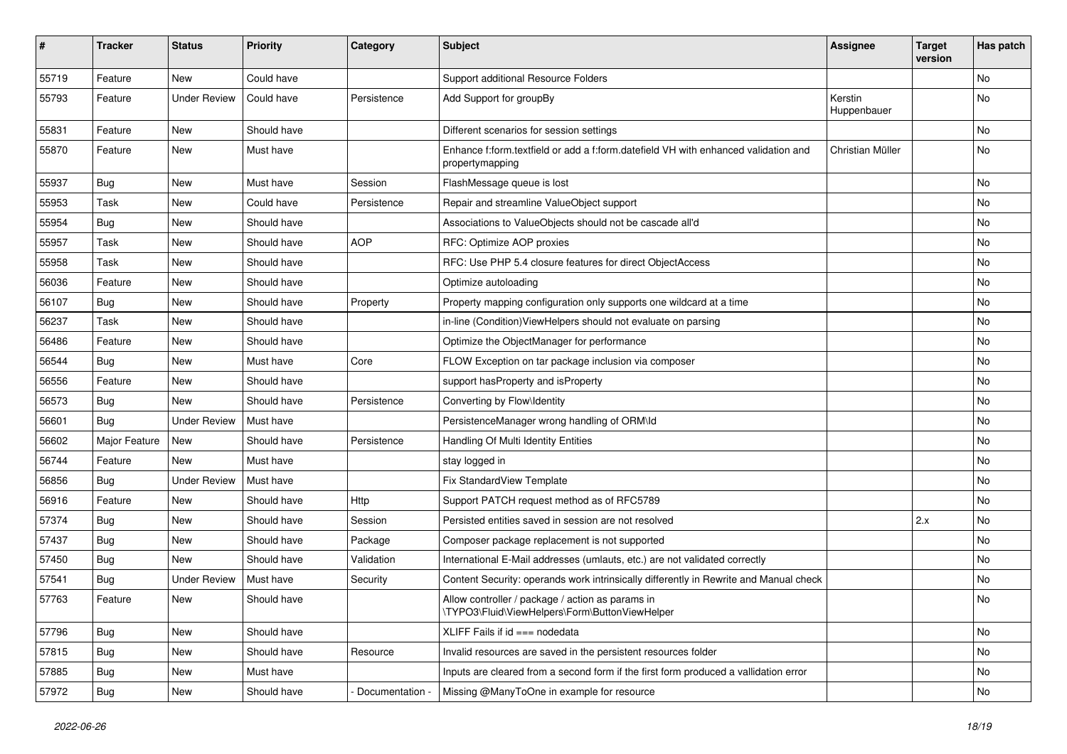| # | Tracker | Status | Priority | Category | Subject | Assignee | Target version | Has patch |
|---|---|---|---|---|---|---|---|---|
| 55719 | Feature | New | Could have | | Support additional Resource Folders | | | No |
| 55793 | Feature | Under Review | Could have | Persistence | Add Support for groupBy | Kerstin Huppenbauer | | No |
| 55831 | Feature | New | Should have | | Different scenarios for session settings | | | No |
| 55870 | Feature | New | Must have | | Enhance f:form.textfield or add a f:form.datefield VH with enhanced validation and propertymapping | Christian Müller | | No |
| 55937 | Bug | New | Must have | Session | FlashMessage queue is lost | | | No |
| 55953 | Task | New | Could have | Persistence | Repair and streamline ValueObject support | | | No |
| 55954 | Bug | New | Should have | | Associations to ValueObjects should not be cascade all'd | | | No |
| 55957 | Task | New | Should have | AOP | RFC: Optimize AOP proxies | | | No |
| 55958 | Task | New | Should have | | RFC: Use PHP 5.4 closure features for direct ObjectAccess | | | No |
| 56036 | Feature | New | Should have | | Optimize autoloading | | | No |
| 56107 | Bug | New | Should have | Property | Property mapping configuration only supports one wildcard at a time | | | No |
| 56237 | Task | New | Should have | | in-line (Condition)ViewHelpers should not evaluate on parsing | | | No |
| 56486 | Feature | New | Should have | | Optimize the ObjectManager for performance | | | No |
| 56544 | Bug | New | Must have | Core | FLOW Exception on tar package inclusion via composer | | | No |
| 56556 | Feature | New | Should have | | support hasProperty and isProperty | | | No |
| 56573 | Bug | New | Should have | Persistence | Converting by Flow\Identity | | | No |
| 56601 | Bug | Under Review | Must have | | PersistenceManager wrong handling of ORM\Id | | | No |
| 56602 | Major Feature | New | Should have | Persistence | Handling Of Multi Identity Entities | | | No |
| 56744 | Feature | New | Must have | | stay logged in | | | No |
| 56856 | Bug | Under Review | Must have | | Fix StandardView Template | | | No |
| 56916 | Feature | New | Should have | Http | Support PATCH request method as of RFC5789 | | | No |
| 57374 | Bug | New | Should have | Session | Persisted entities saved in session are not resolved | | 2.x | No |
| 57437 | Bug | New | Should have | Package | Composer package replacement is not supported | | | No |
| 57450 | Bug | New | Should have | Validation | International E-Mail addresses (umlauts, etc.) are not validated correctly | | | No |
| 57541 | Bug | Under Review | Must have | Security | Content Security: operands work intrinsically differently in Rewrite and Manual check | | | No |
| 57763 | Feature | New | Should have | | Allow controller / package / action as params in \TYPO3\Fluid\ViewHelpers\Form\ButtonViewHelper | | | No |
| 57796 | Bug | New | Should have | | XLIFF Fails if id === nodedata | | | No |
| 57815 | Bug | New | Should have | Resource | Invalid resources are saved in the persistent resources folder | | | No |
| 57885 | Bug | New | Must have | | Inputs are cleared from a second form if the first form produced a vallidation error | | | No |
| 57972 | Bug | New | Should have | - Documentation - | Missing @ManyToOne in example for resource | | | No |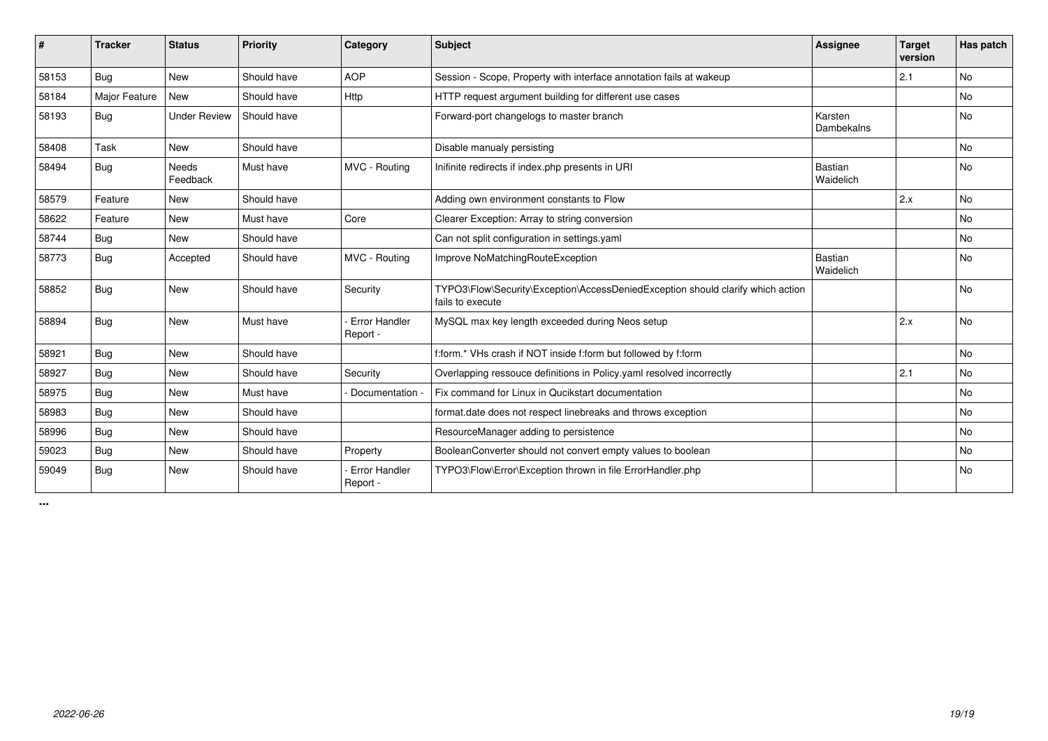| # | Tracker | Status | Priority | Category | Subject | Assignee | Target version | Has patch |
|---|---|---|---|---|---|---|---|---|
| 58153 | Bug | New | Should have | AOP | Session - Scope, Property with interface annotation fails at wakeup | | 2.1 | No |
| 58184 | Major Feature | New | Should have | Http | HTTP request argument building for different use cases | | | No |
| 58193 | Bug | Under Review | Should have | | Forward-port changelogs to master branch | Karsten Dambekalns | | No |
| 58408 | Task | New | Should have | | Disable manualy persisting | | | No |
| 58494 | Bug | Needs Feedback | Must have | MVC - Routing | Inifinite redirects if index.php presents in URI | Bastian Waidelich | | No |
| 58579 | Feature | New | Should have | | Adding own environment constants to Flow | | 2.x | No |
| 58622 | Feature | New | Must have | Core | Clearer Exception: Array to string conversion | | | No |
| 58744 | Bug | New | Should have | | Can not split configuration in settings.yaml | | | No |
| 58773 | Bug | Accepted | Should have | MVC - Routing | Improve NoMatchingRouteException | Bastian Waidelich | | No |
| 58852 | Bug | New | Should have | Security | TYPO3\Flow\Security\Exception\AccessDeniedException should clarify which action fails to execute | | | No |
| 58894 | Bug | New | Must have | - Error Handler Report - | MySQL max key length exceeded during Neos setup | | 2.x | No |
| 58921 | Bug | New | Should have | | f:form.* VHs crash if NOT inside f:form but followed by f:form | | | No |
| 58927 | Bug | New | Should have | Security | Overlapping ressouce definitions in Policy.yaml resolved incorrectly | | 2.1 | No |
| 58975 | Bug | New | Must have | - Documentation - | Fix command for Linux in Qucikstart documentation | | | No |
| 58983 | Bug | New | Should have | | format.date does not respect linebreaks and throws exception | | | No |
| 58996 | Bug | New | Should have | | ResourceManager adding to persistence | | | No |
| 59023 | Bug | New | Should have | Property | BooleanConverter should not convert empty values to boolean | | | No |
| 59049 | Bug | New | Should have | - Error Handler Report - | TYPO3\Flow\Error\Exception thrown in file ErrorHandler.php | | | No |

...